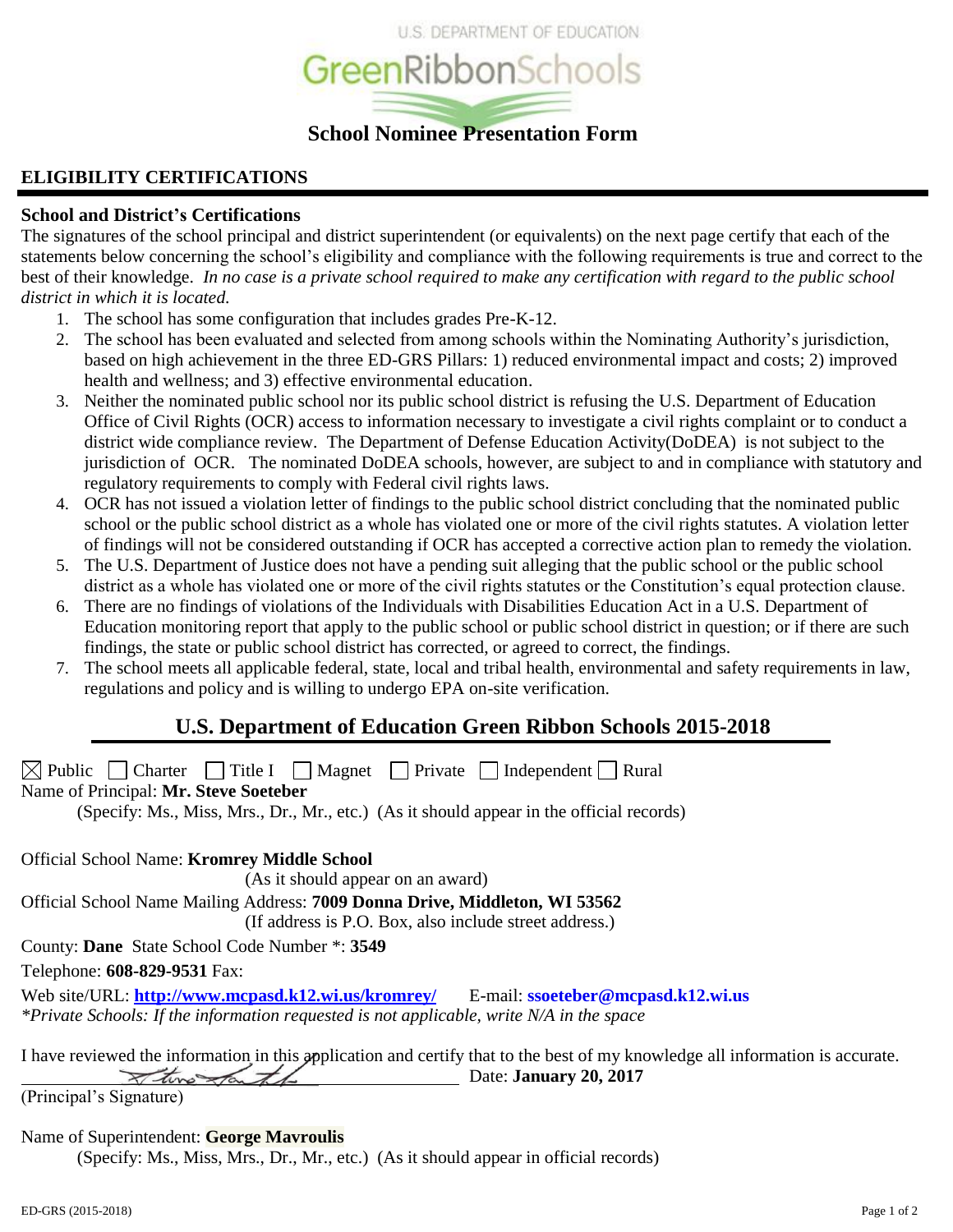U.S. DEPARTMENT OF EDUCATION

GreenRibbonSchools

## School Nominee Presentation Form

## ELIGIBILITY CERTIFICATIONS

### School and District's Certifications

The signatures of the school principal and district superintendent (or equivalents) on the next page certify that each of the statements below concerning the school's eligibility and compliance with the following requirements is true and correct to the best of their knowledge. *In no case is a private school required to make any certification with regard to the public school district in which it is located.*

1. The school has some configuration that includes grades Pre-K-12.
2. The school has been evaluated and selected from among schools within the Nominating Authority's jurisdiction, based on high achievement in the three ED-GRS Pillars: 1) reduced environmental impact and costs; 2) improved health and wellness; and 3) effective environmental education.
3. Neither the nominated public school nor its public school district is refusing the U.S. Department of Education Office of Civil Rights (OCR) access to information necessary to investigate a civil rights complaint or to conduct a district wide compliance review. The Department of Defense Education Activity(DoDEA) is not subject to the jurisdiction of OCR. The nominated DoDEA schools, however, are subject to and in compliance with statutory and regulatory requirements to comply with Federal civil rights laws.
4. OCR has not issued a violation letter of findings to the public school district concluding that the nominated public school or the public school district as a whole has violated one or more of the civil rights statutes. A violation letter of findings will not be considered outstanding if OCR has accepted a corrective action plan to remedy the violation.
5. The U.S. Department of Justice does not have a pending suit alleging that the public school or the public school district as a whole has violated one or more of the civil rights statutes or the Constitution's equal protection clause.
6. There are no findings of violations of the Individuals with Disabilities Education Act in a U.S. Department of Education monitoring report that apply to the public school or public school district in question; or if there are such findings, the state or public school district has corrected, or agreed to correct, the findings.
7. The school meets all applicable federal, state, local and tribal health, environmental and safety requirements in law, regulations and policy and is willing to undergo EPA on-site verification.

## U.S. Department of Education Green Ribbon Schools 2015-2018

☒ Public ☐ Charter ☐ Title I ☐ Magnet ☐ Private ☐ Independent ☐ Rural

Name of Principal: **Mr. Steve Soeteber**

(Specify: Ms., Miss, Mrs., Dr., Mr., etc.) (As it should appear in the official records)

Official School Name: **Kromrey Middle School**

(As it should appear on an award)

Official School Name Mailing Address: **7009 Donna Drive, Middleton, WI 53562**

(If address is P.O. Box, also include street address.)

County: **Dane** State School Code Number *: **3549**

Telephone: **608-829-9531** Fax:

Web site/URL: **http://www.mcpasd.k12.wi.us/kromrey/** E-mail: **ssoeteber@mcpasd.k12.wi.us**

*\*Private Schools: If the information requested is not applicable, write N/A in the space*

I have reviewed the information in this application and certify that to the best of my knowledge all information is accurate.

\_\_\_\_\_\_\_\_\_\_\_\_\_\_\_\_\_\_\_\_\_\_\_\_\_\_\_\_\_\_\_\_\_\_\_\_\_\_\_\_ Date: **January 20, 2017**

(Principal's Signature)

Name of Superintendent: **George Mavroulis**

(Specify: Ms., Miss, Mrs., Dr., Mr., etc.) (As it should appear in official records)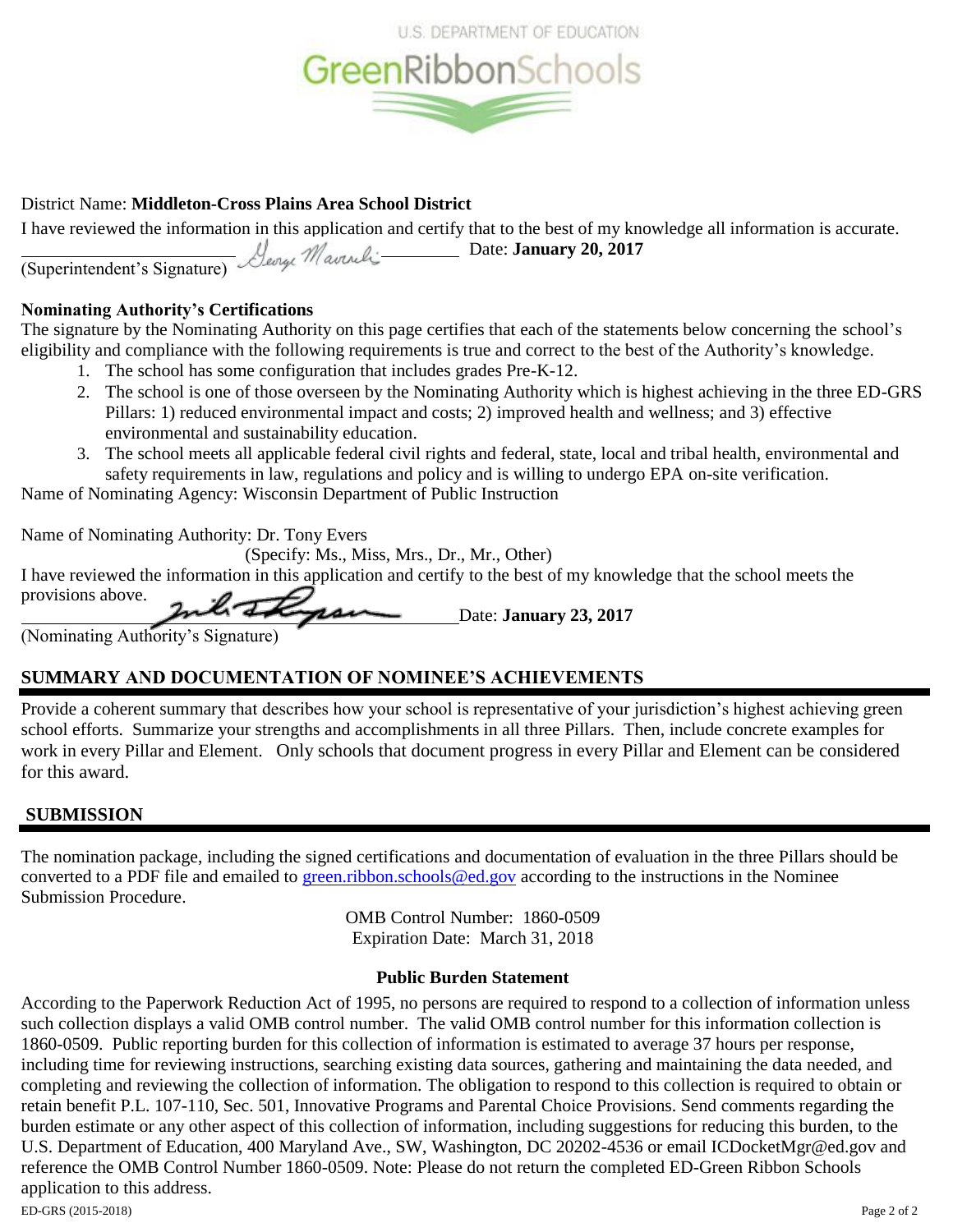U.S. DEPARTMENT OF EDUCATION

GreenRibbonSchools

District Name: **Middleton-Cross Plains Area School District**

I have reviewed the information in this application and certify that to the best of my knowledge all information is accurate.

_________________________ Date: **January 20, 2017**

(Superintendent's Signature)

**Nominating Authority's Certifications**

The signature by the Nominating Authority on this page certifies that each of the statements below concerning the school's eligibility and compliance with the following requirements is true and correct to the best of the Authority's knowledge.

1. The school has some configuration that includes grades Pre-K-12.
2. The school is one of those overseen by the Nominating Authority which is highest achieving in the three ED-GRS Pillars: 1) reduced environmental impact and costs; 2) improved health and wellness; and 3) effective environmental and sustainability education.
3. The school meets all applicable federal civil rights and federal, state, local and tribal health, environmental and safety requirements in law, regulations and policy and is willing to undergo EPA on-site verification.

Name of Nominating Agency: Wisconsin Department of Public Instruction

Name of Nominating Authority: Dr. Tony Evers

(Specify: Ms., Miss, Mrs., Dr., Mr., Other)

I have reviewed the information in this application and certify to the best of my knowledge that the school meets the provisions above.

_________________________ Date: **January 23, 2017**

(Nominating Authority's Signature)

## SUMMARY AND DOCUMENTATION OF NOMINEE'S ACHIEVEMENTS

Provide a coherent summary that describes how your school is representative of your jurisdiction's highest achieving green school efforts. Summarize your strengths and accomplishments in all three Pillars. Then, include concrete examples for work in every Pillar and Element. Only schools that document progress in every Pillar and Element can be considered for this award.

## SUBMISSION

The nomination package, including the signed certifications and documentation of evaluation in the three Pillars should be converted to a PDF file and emailed to green.ribbon.schools@ed.gov according to the instructions in the Nominee Submission Procedure.

OMB Control Number: 1860-0509
Expiration Date: March 31, 2018

**Public Burden Statement**

According to the Paperwork Reduction Act of 1995, no persons are required to respond to a collection of information unless such collection displays a valid OMB control number. The valid OMB control number for this information collection is 1860-0509. Public reporting burden for this collection of information is estimated to average 37 hours per response, including time for reviewing instructions, searching existing data sources, gathering and maintaining the data needed, and completing and reviewing the collection of information. The obligation to respond to this collection is required to obtain or retain benefit P.L. 107-110, Sec. 501, Innovative Programs and Parental Choice Provisions. Send comments regarding the burden estimate or any other aspect of this collection of information, including suggestions for reducing this burden, to the U.S. Department of Education, 400 Maryland Ave., SW, Washington, DC 20202-4536 or email ICDocketMgr@ed.gov and reference the OMB Control Number 1860-0509. Note: Please do not return the completed ED-Green Ribbon Schools application to this address.

ED-GRS (2015-2018)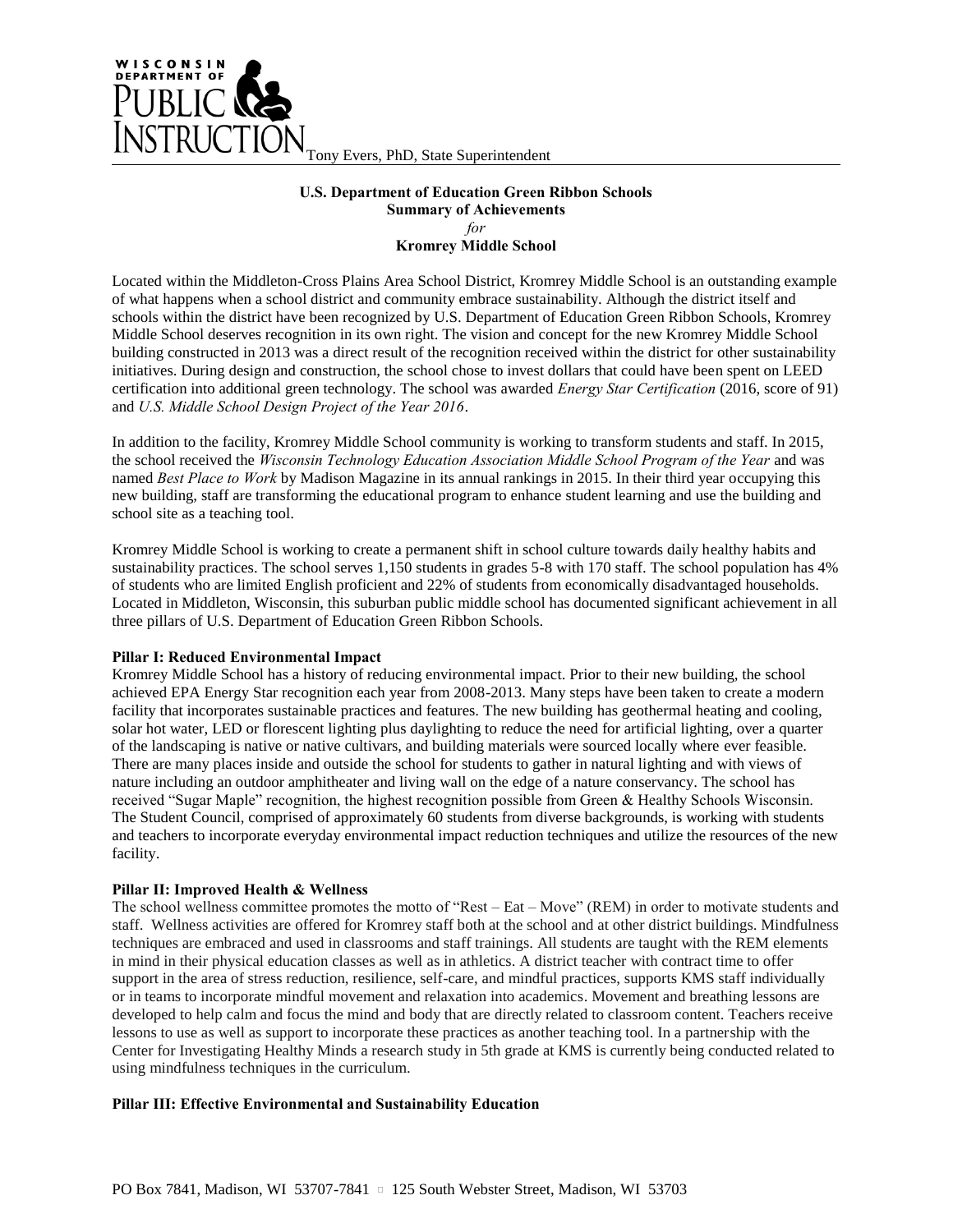Tony Evers, PhD, State Superintendent

**U.S. Department of Education Green Ribbon Schools**
**Summary of Achievements**
*for*
**Kromrey Middle School**

Located within the Middleton-Cross Plains Area School District, Kromrey Middle School is an outstanding example of what happens when a school district and community embrace sustainability. Although the district itself and schools within the district have been recognized by U.S. Department of Education Green Ribbon Schools, Kromrey Middle School deserves recognition in its own right. The vision and concept for the new Kromrey Middle School building constructed in 2013 was a direct result of the recognition received within the district for other sustainability initiatives. During design and construction, the school chose to invest dollars that could have been spent on LEED certification into additional green technology. The school was awarded *Energy Star Certification* (2016, score of 91) and *U.S. Middle School Design Project of the Year 2016*.

In addition to the facility, Kromrey Middle School community is working to transform students and staff. In 2015, the school received the *Wisconsin Technology Education Association Middle School Program of the Year* and was named *Best Place to Work* by Madison Magazine in its annual rankings in 2015. In their third year occupying this new building, staff are transforming the educational program to enhance student learning and use the building and school site as a teaching tool.

Kromrey Middle School is working to create a permanent shift in school culture towards daily healthy habits and sustainability practices. The school serves 1,150 students in grades 5-8 with 170 staff. The school population has 4% of students who are limited English proficient and 22% of students from economically disadvantaged households. Located in Middleton, Wisconsin, this suburban public middle school has documented significant achievement in all three pillars of U.S. Department of Education Green Ribbon Schools.

**Pillar I: Reduced Environmental Impact**
Kromrey Middle School has a history of reducing environmental impact. Prior to their new building, the school achieved EPA Energy Star recognition each year from 2008-2013. Many steps have been taken to create a modern facility that incorporates sustainable practices and features. The new building has geothermal heating and cooling, solar hot water, LED or florescent lighting plus daylighting to reduce the need for artificial lighting, over a quarter of the landscaping is native or native cultivars, and building materials were sourced locally where ever feasible. There are many places inside and outside the school for students to gather in natural lighting and with views of nature including an outdoor amphitheater and living wall on the edge of a nature conservancy. The school has received "Sugar Maple" recognition, the highest recognition possible from Green & Healthy Schools Wisconsin. The Student Council, comprised of approximately 60 students from diverse backgrounds, is working with students and teachers to incorporate everyday environmental impact reduction techniques and utilize the resources of the new facility.

**Pillar II: Improved Health & Wellness**
The school wellness committee promotes the motto of "Rest – Eat – Move" (REM) in order to motivate students and staff. Wellness activities are offered for Kromrey staff both at the school and at other district buildings. Mindfulness techniques are embraced and used in classrooms and staff trainings. All students are taught with the REM elements in mind in their physical education classes as well as in athletics. A district teacher with contract time to offer support in the area of stress reduction, resilience, self-care, and mindful practices, supports KMS staff individually or in teams to incorporate mindful movement and relaxation into academics. Movement and breathing lessons are developed to help calm and focus the mind and body that are directly related to classroom content. Teachers receive lessons to use as well as support to incorporate these practices as another teaching tool. In a partnership with the Center for Investigating Healthy Minds a research study in 5th grade at KMS is currently being conducted related to using mindfulness techniques in the curriculum.

**Pillar III: Effective Environmental and Sustainability Education**

PO Box 7841, Madison, WI 53707-7841 ▫ 125 South Webster Street, Madison, WI 53703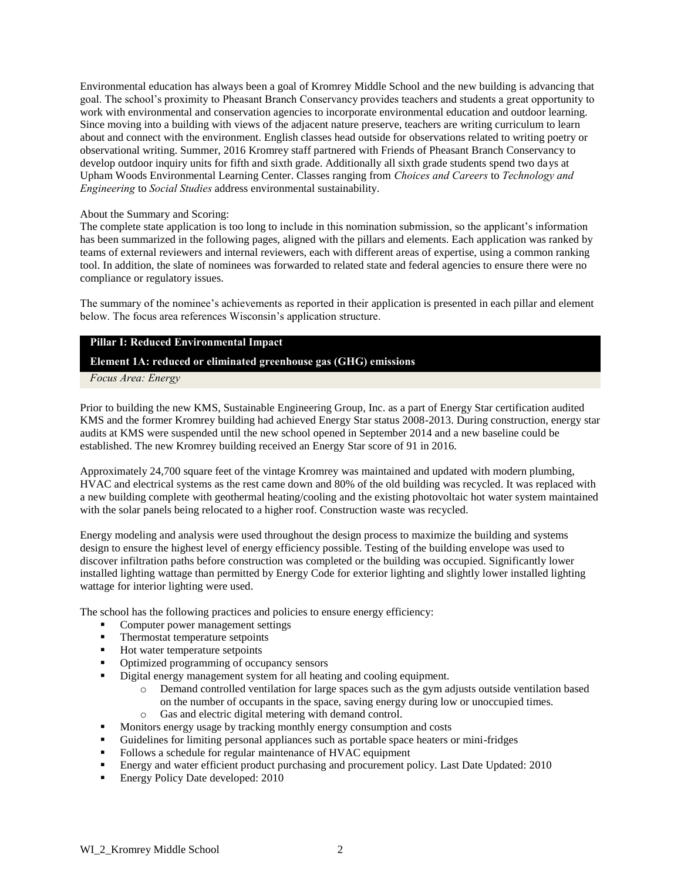Environmental education has always been a goal of Kromrey Middle School and the new building is advancing that goal. The school's proximity to Pheasant Branch Conservancy provides teachers and students a great opportunity to work with environmental and conservation agencies to incorporate environmental education and outdoor learning. Since moving into a building with views of the adjacent nature preserve, teachers are writing curriculum to learn about and connect with the environment. English classes head outside for observations related to writing poetry or observational writing. Summer, 2016 Kromrey staff partnered with Friends of Pheasant Branch Conservancy to develop outdoor inquiry units for fifth and sixth grade. Additionally sixth grade students spend two days at Upham Woods Environmental Learning Center. Classes ranging from *Choices and Careers* to *Technology and Engineering* to *Social Studies* address environmental sustainability.

About the Summary and Scoring:
The complete state application is too long to include in this nomination submission, so the applicant's information has been summarized in the following pages, aligned with the pillars and elements. Each application was ranked by teams of external reviewers and internal reviewers, each with different areas of expertise, using a common ranking tool. In addition, the slate of nominees was forwarded to related state and federal agencies to ensure there were no compliance or regulatory issues.

The summary of the nominee's achievements as reported in their application is presented in each pillar and element below. The focus area references Wisconsin's application structure.

## Pillar I: Reduced Environmental Impact

### Element 1A: reduced or eliminated greenhouse gas (GHG) emissions

*Focus Area: Energy*

Prior to building the new KMS, Sustainable Engineering Group, Inc. as a part of Energy Star certification audited KMS and the former Kromrey building had achieved Energy Star status 2008-2013. During construction, energy star audits at KMS were suspended until the new school opened in September 2014 and a new baseline could be established. The new Kromrey building received an Energy Star score of 91 in 2016.

Approximately 24,700 square feet of the vintage Kromrey was maintained and updated with modern plumbing, HVAC and electrical systems as the rest came down and 80% of the old building was recycled. It was replaced with a new building complete with geothermal heating/cooling and the existing photovoltaic hot water system maintained with the solar panels being relocated to a higher roof. Construction waste was recycled.

Energy modeling and analysis were used throughout the design process to maximize the building and systems design to ensure the highest level of energy efficiency possible. Testing of the building envelope was used to discover infiltration paths before construction was completed or the building was occupied. Significantly lower installed lighting wattage than permitted by Energy Code for exterior lighting and slightly lower installed lighting wattage for interior lighting were used.

The school has the following practices and policies to ensure energy efficiency:

- Computer power management settings
- Thermostat temperature setpoints
- Hot water temperature setpoints
- Optimized programming of occupancy sensors
- Digital energy management system for all heating and cooling equipment.
    - Demand controlled ventilation for large spaces such as the gym adjusts outside ventilation based on the number of occupants in the space, saving energy during low or unoccupied times.
    - Gas and electric digital metering with demand control.
- Monitors energy usage by tracking monthly energy consumption and costs
- Guidelines for limiting personal appliances such as portable space heaters or mini-fridges
- Follows a schedule for regular maintenance of HVAC equipment
- Energy and water efficient product purchasing and procurement policy. Last Date Updated: 2010
- Energy Policy Date developed: 2010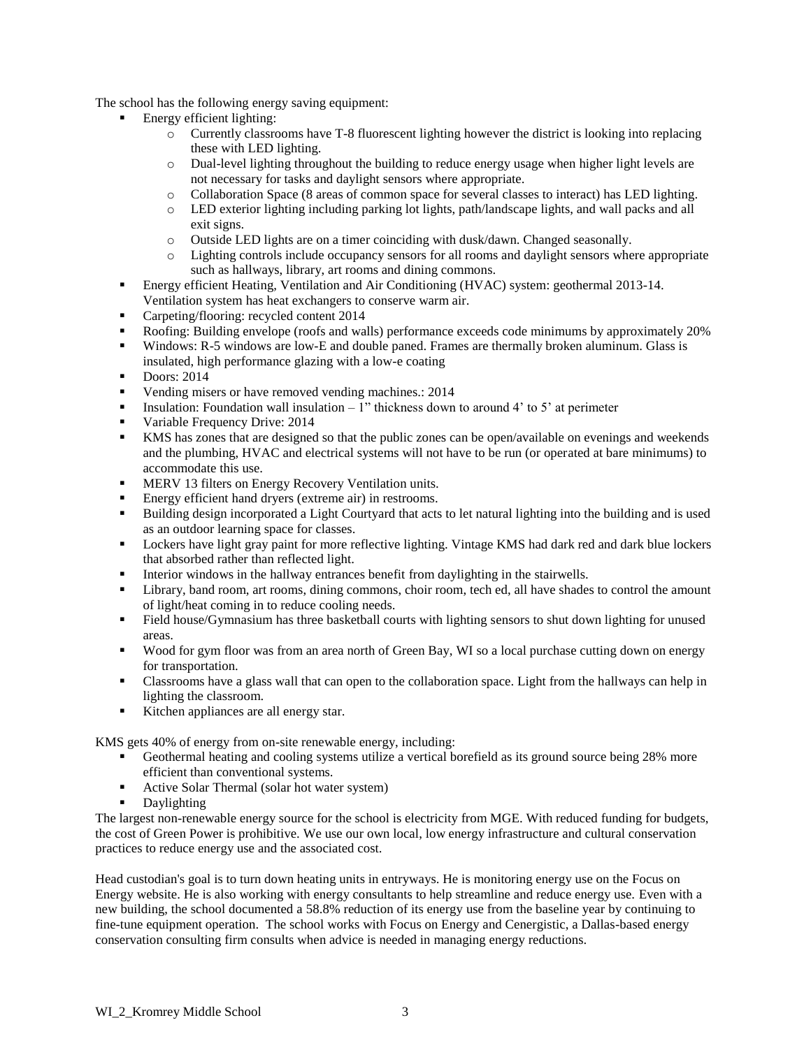The school has the following energy saving equipment:

- Energy efficient lighting:
  - Currently classrooms have T-8 fluorescent lighting however the district is looking into replacing these with LED lighting.
  - Dual-level lighting throughout the building to reduce energy usage when higher light levels are not necessary for tasks and daylight sensors where appropriate.
  - Collaboration Space (8 areas of common space for several classes to interact) has LED lighting.
  - LED exterior lighting including parking lot lights, path/landscape lights, and wall packs and all exit signs.
  - Outside LED lights are on a timer coinciding with dusk/dawn. Changed seasonally.
  - Lighting controls include occupancy sensors for all rooms and daylight sensors where appropriate such as hallways, library, art rooms and dining commons.
- Energy efficient Heating, Ventilation and Air Conditioning (HVAC) system: geothermal 2013-14. Ventilation system has heat exchangers to conserve warm air.
- Carpeting/flooring: recycled content 2014
- Roofing: Building envelope (roofs and walls) performance exceeds code minimums by approximately 20%
- Windows: R-5 windows are low-E and double paned. Frames are thermally broken aluminum. Glass is insulated, high performance glazing with a low-e coating
- Doors: 2014
- Vending misers or have removed vending machines.: 2014
- Insulation: Foundation wall insulation – 1" thickness down to around 4' to 5' at perimeter
- Variable Frequency Drive: 2014
- KMS has zones that are designed so that the public zones can be open/available on evenings and weekends and the plumbing, HVAC and electrical systems will not have to be run (or operated at bare minimums) to accommodate this use.
- MERV 13 filters on Energy Recovery Ventilation units.
- Energy efficient hand dryers (extreme air) in restrooms.
- Building design incorporated a Light Courtyard that acts to let natural lighting into the building and is used as an outdoor learning space for classes.
- Lockers have light gray paint for more reflective lighting. Vintage KMS had dark red and dark blue lockers that absorbed rather than reflected light.
- Interior windows in the hallway entrances benefit from daylighting in the stairwells.
- Library, band room, art rooms, dining commons, choir room, tech ed, all have shades to control the amount of light/heat coming in to reduce cooling needs.
- Field house/Gymnasium has three basketball courts with lighting sensors to shut down lighting for unused areas.
- Wood for gym floor was from an area north of Green Bay, WI so a local purchase cutting down on energy for transportation.
- Classrooms have a glass wall that can open to the collaboration space. Light from the hallways can help in lighting the classroom.
- Kitchen appliances are all energy star.

KMS gets 40% of energy from on-site renewable energy, including:

- Geothermal heating and cooling systems utilize a vertical borefield as its ground source being 28% more efficient than conventional systems.
- Active Solar Thermal (solar hot water system)
- Daylighting

The largest non-renewable energy source for the school is electricity from MGE. With reduced funding for budgets, the cost of Green Power is prohibitive. We use our own local, low energy infrastructure and cultural conservation practices to reduce energy use and the associated cost.

Head custodian's goal is to turn down heating units in entryways. He is monitoring energy use on the Focus on Energy website. He is also working with energy consultants to help streamline and reduce energy use. Even with a new building, the school documented a 58.8% reduction of its energy use from the baseline year by continuing to fine-tune equipment operation. The school works with Focus on Energy and Cenergistic, a Dallas-based energy conservation consulting firm consults when advice is needed in managing energy reductions.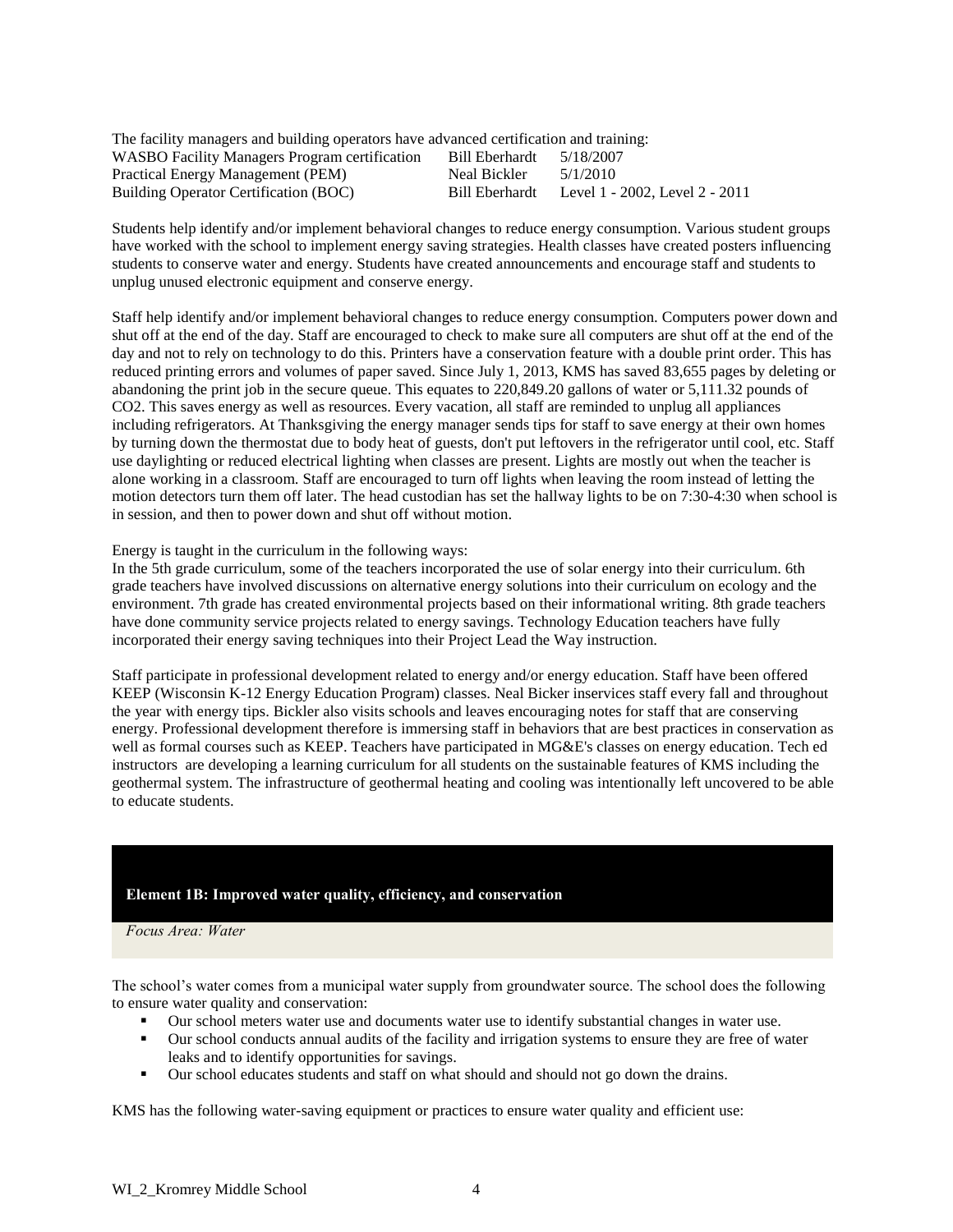The facility managers and building operators have advanced certification and training:

| | | |
|---|---|---|
| WASBO Facility Managers Program certification | Bill Eberhardt | 5/18/2007 |
| Practical Energy Management (PEM) | Neal Bickler | 5/1/2010 |
| Building Operator Certification (BOC) | Bill Eberhardt | Level 1 - 2002, Level 2 - 2011 |

Students help identify and/or implement behavioral changes to reduce energy consumption. Various student groups have worked with the school to implement energy saving strategies. Health classes have created posters influencing students to conserve water and energy. Students have created announcements and encourage staff and students to unplug unused electronic equipment and conserve energy.

Staff help identify and/or implement behavioral changes to reduce energy consumption. Computers power down and shut off at the end of the day. Staff are encouraged to check to make sure all computers are shut off at the end of the day and not to rely on technology to do this. Printers have a conservation feature with a double print order. This has reduced printing errors and volumes of paper saved. Since July 1, 2013, KMS has saved 83,655 pages by deleting or abandoning the print job in the secure queue. This equates to 220,849.20 gallons of water or 5,111.32 pounds of $CO_2$. This saves energy as well as resources. Every vacation, all staff are reminded to unplug all appliances including refrigerators. At Thanksgiving the energy manager sends tips for staff to save energy at their own homes by turning down the thermostat due to body heat of guests, don't put leftovers in the refrigerator until cool, etc. Staff use daylighting or reduced electrical lighting when classes are present. Lights are mostly out when the teacher is alone working in a classroom. Staff are encouraged to turn off lights when leaving the room instead of letting the motion detectors turn them off later. The head custodian has set the hallway lights to be on 7:30-4:30 when school is in session, and then to power down and shut off without motion.

Energy is taught in the curriculum in the following ways:
In the 5th grade curriculum, some of the teachers incorporated the use of solar energy into their curriculum. 6th grade teachers have involved discussions on alternative energy solutions into their curriculum on ecology and the environment. 7th grade has created environmental projects based on their informational writing. 8th grade teachers have done community service projects related to energy savings. Technology Education teachers have fully incorporated their energy saving techniques into their Project Lead the Way instruction.

Staff participate in professional development related to energy and/or energy education. Staff have been offered KEEP (Wisconsin K-12 Energy Education Program) classes. Neal Bicker inservices staff every fall and throughout the year with energy tips. Bickler also visits schools and leaves encouraging notes for staff that are conserving energy. Professional development therefore is immersing staff in behaviors that are best practices in conservation as well as formal courses such as KEEP. Teachers have participated in MG&E's classes on energy education. Tech ed instructors are developing a learning curriculum for all students on the sustainable features of KMS including the geothermal system. The infrastructure of geothermal heating and cooling was intentionally left uncovered to be able to educate students.

## Element 1B: Improved water quality, efficiency, and conservation

*Focus Area: Water*

The school's water comes from a municipal water supply from groundwater source. The school does the following to ensure water quality and conservation:

- Our school meters water use and documents water use to identify substantial changes in water use.
- Our school conducts annual audits of the facility and irrigation systems to ensure they are free of water leaks and to identify opportunities for savings.
- Our school educates students and staff on what should and should not go down the drains.

KMS has the following water-saving equipment or practices to ensure water quality and efficient use: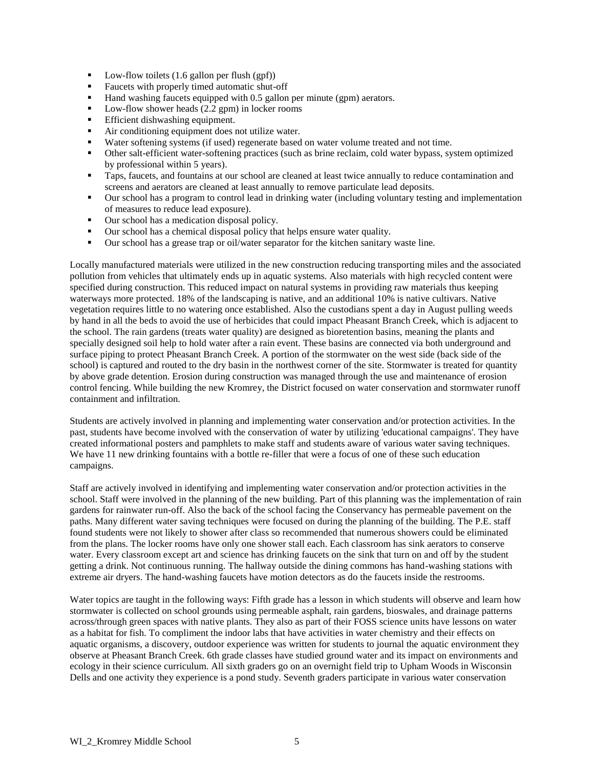- Low-flow toilets (1.6 gallon per flush (gpf))
- Faucets with properly timed automatic shut-off
- Hand washing faucets equipped with 0.5 gallon per minute (gpm) aerators.
- Low-flow shower heads (2.2 gpm) in locker rooms
- Efficient dishwashing equipment.
- Air conditioning equipment does not utilize water.
- Water softening systems (if used) regenerate based on water volume treated and not time.
- Other salt-efficient water-softening practices (such as brine reclaim, cold water bypass, system optimized by professional within 5 years).
- Taps, faucets, and fountains at our school are cleaned at least twice annually to reduce contamination and screens and aerators are cleaned at least annually to remove particulate lead deposits.
- Our school has a program to control lead in drinking water (including voluntary testing and implementation of measures to reduce lead exposure).
- Our school has a medication disposal policy.
- Our school has a chemical disposal policy that helps ensure water quality.
- Our school has a grease trap or oil/water separator for the kitchen sanitary waste line.

Locally manufactured materials were utilized in the new construction reducing transporting miles and the associated pollution from vehicles that ultimately ends up in aquatic systems. Also materials with high recycled content were specified during construction. This reduced impact on natural systems in providing raw materials thus keeping waterways more protected. 18% of the landscaping is native, and an additional 10% is native cultivars. Native vegetation requires little to no watering once established. Also the custodians spent a day in August pulling weeds by hand in all the beds to avoid the use of herbicides that could impact Pheasant Branch Creek, which is adjacent to the school. The rain gardens (treats water quality) are designed as bioretention basins, meaning the plants and specially designed soil help to hold water after a rain event. These basins are connected via both underground and surface piping to protect Pheasant Branch Creek. A portion of the stormwater on the west side (back side of the school) is captured and routed to the dry basin in the northwest corner of the site. Stormwater is treated for quantity by above grade detention. Erosion during construction was managed through the use and maintenance of erosion control fencing. While building the new Kromrey, the District focused on water conservation and stormwater runoff containment and infiltration.

Students are actively involved in planning and implementing water conservation and/or protection activities. In the past, students have become involved with the conservation of water by utilizing 'educational campaigns'. They have created informational posters and pamphlets to make staff and students aware of various water saving techniques. We have 11 new drinking fountains with a bottle re-filler that were a focus of one of these such education campaigns.

Staff are actively involved in identifying and implementing water conservation and/or protection activities in the school. Staff were involved in the planning of the new building. Part of this planning was the implementation of rain gardens for rainwater run-off. Also the back of the school facing the Conservancy has permeable pavement on the paths. Many different water saving techniques were focused on during the planning of the building. The P.E. staff found students were not likely to shower after class so recommended that numerous showers could be eliminated from the plans. The locker rooms have only one shower stall each. Each classroom has sink aerators to conserve water. Every classroom except art and science has drinking faucets on the sink that turn on and off by the student getting a drink. Not continuous running. The hallway outside the dining commons has hand-washing stations with extreme air dryers. The hand-washing faucets have motion detectors as do the faucets inside the restrooms.

Water topics are taught in the following ways: Fifth grade has a lesson in which students will observe and learn how stormwater is collected on school grounds using permeable asphalt, rain gardens, bioswales, and drainage patterns across/through green spaces with native plants. They also as part of their FOSS science units have lessons on water as a habitat for fish. To compliment the indoor labs that have activities in water chemistry and their effects on aquatic organisms, a discovery, outdoor experience was written for students to journal the aquatic environment they observe at Pheasant Branch Creek. 6th grade classes have studied ground water and its impact on environments and ecology in their science curriculum. All sixth graders go on an overnight field trip to Upham Woods in Wisconsin Dells and one activity they experience is a pond study. Seventh graders participate in various water conservation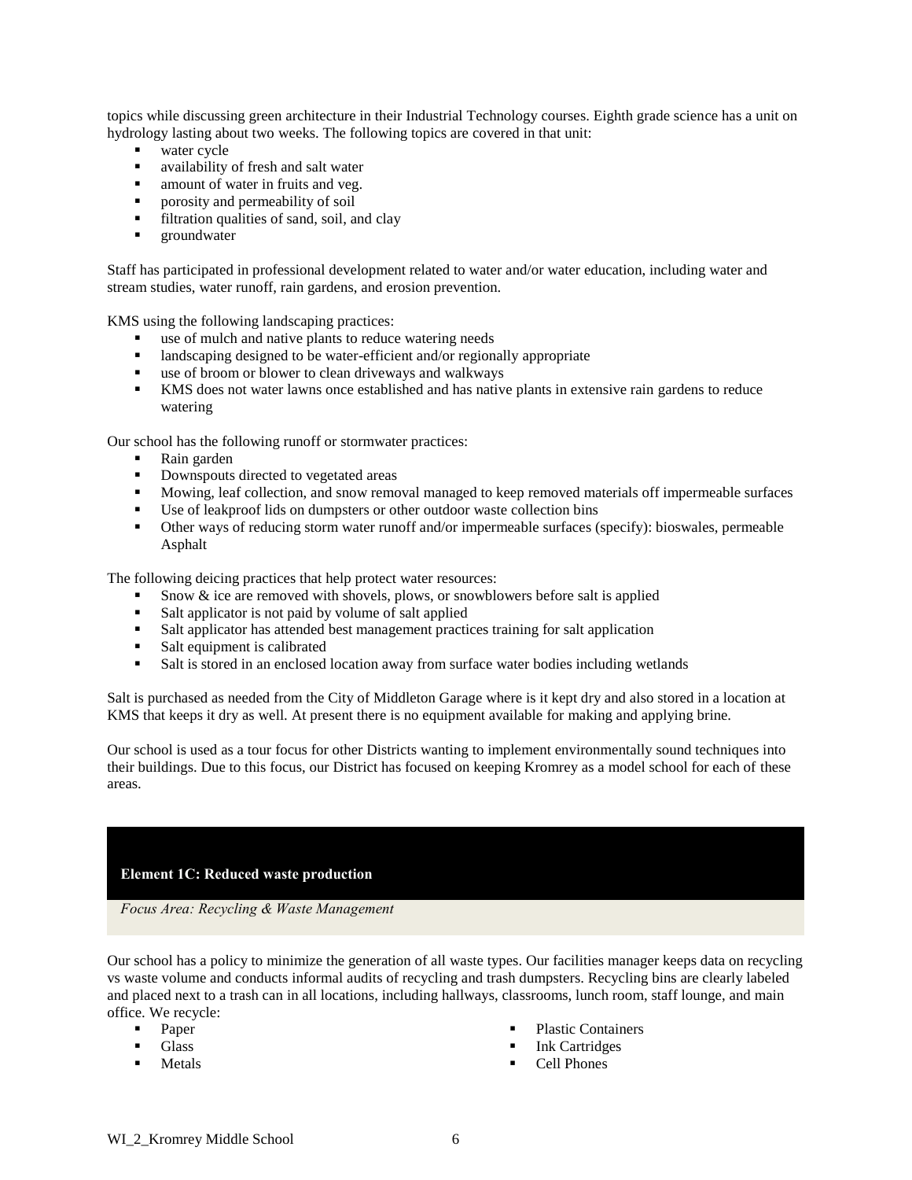topics while discussing green architecture in their Industrial Technology courses. Eighth grade science has a unit on hydrology lasting about two weeks. The following topics are covered in that unit:

- water cycle
- availability of fresh and salt water
- amount of water in fruits and veg.
- porosity and permeability of soil
- filtration qualities of sand, soil, and clay
- groundwater

Staff has participated in professional development related to water and/or water education, including water and stream studies, water runoff, rain gardens, and erosion prevention.

KMS using the following landscaping practices:

- use of mulch and native plants to reduce watering needs
- landscaping designed to be water-efficient and/or regionally appropriate
- use of broom or blower to clean driveways and walkways
- KMS does not water lawns once established and has native plants in extensive rain gardens to reduce watering

Our school has the following runoff or stormwater practices:

- Rain garden
- Downspouts directed to vegetated areas
- Mowing, leaf collection, and snow removal managed to keep removed materials off impermeable surfaces
- Use of leakproof lids on dumpsters or other outdoor waste collection bins
- Other ways of reducing storm water runoff and/or impermeable surfaces (specify): bioswales, permeable Asphalt

The following deicing practices that help protect water resources:

- Snow & ice are removed with shovels, plows, or snowblowers before salt is applied
- Salt applicator is not paid by volume of salt applied
- Salt applicator has attended best management practices training for salt application
- Salt equipment is calibrated
- Salt is stored in an enclosed location away from surface water bodies including wetlands

Salt is purchased as needed from the City of Middleton Garage where is it kept dry and also stored in a location at KMS that keeps it dry as well. At present there is no equipment available for making and applying brine.

Our school is used as a tour focus for other Districts wanting to implement environmentally sound techniques into their buildings. Due to this focus, our District has focused on keeping Kromrey as a model school for each of these areas.

## Element 1C: Reduced waste production

*Focus Area: Recycling & Waste Management*

Our school has a policy to minimize the generation of all waste types. Our facilities manager keeps data on recycling vs waste volume and conducts informal audits of recycling and trash dumpsters. Recycling bins are clearly labeled and placed next to a trash can in all locations, including hallways, classrooms, lunch room, staff lounge, and main office. We recycle:

- Paper
- Glass
- Metals
- Plastic Containers
- Ink Cartridges
- Cell Phones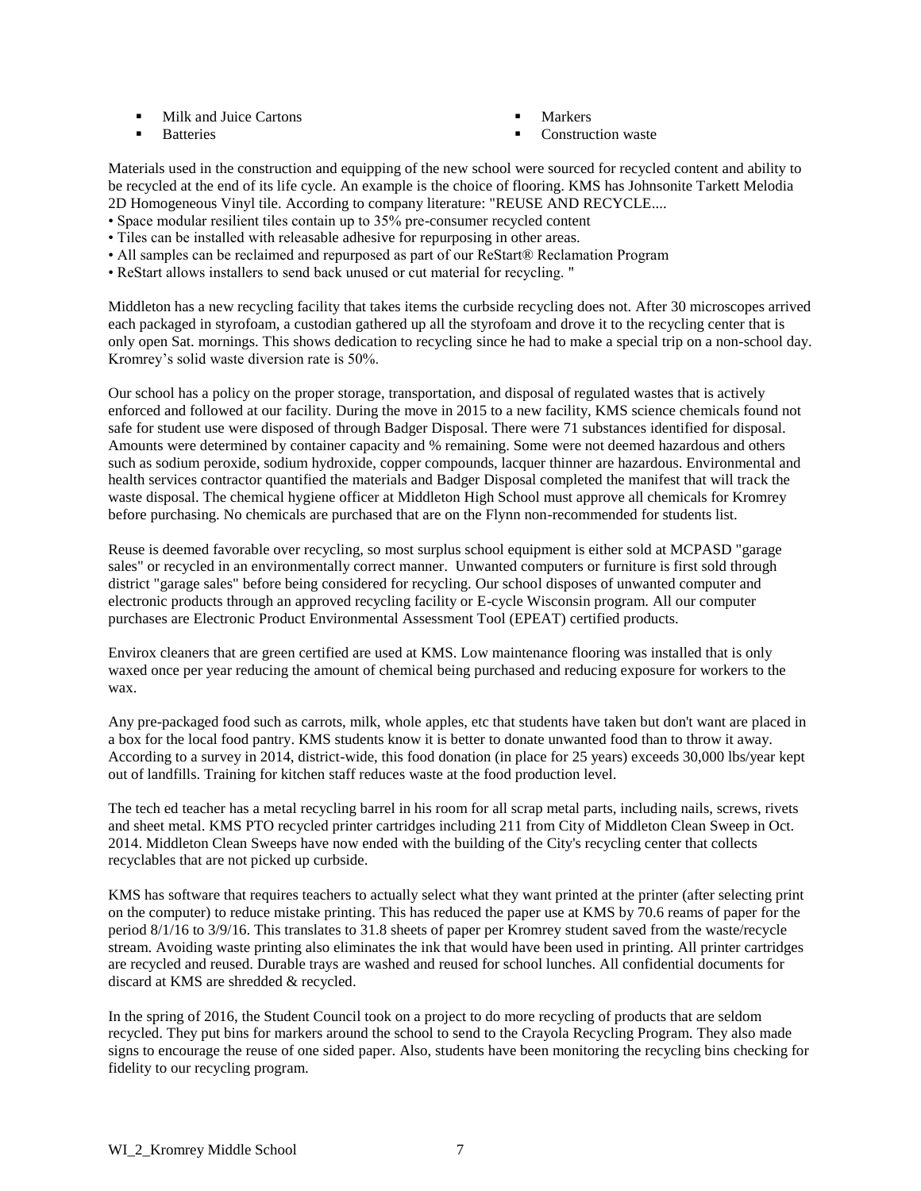- Milk and Juice Cartons
- Batteries
- Markers
- Construction waste

Materials used in the construction and equipping of the new school were sourced for recycled content and ability to be recycled at the end of its life cycle. An example is the choice of flooring. KMS has Johnsonite Tarkett Melodia 2D Homogeneous Vinyl tile. According to company literature: "REUSE AND RECYCLE....

- Space modular resilient tiles contain up to 35% pre-consumer recycled content
- Tiles can be installed with releasable adhesive for repurposing in other areas.
- All samples can be reclaimed and repurposed as part of our ReStart® Reclamation Program
- ReStart allows installers to send back unused or cut material for recycling. "

Middleton has a new recycling facility that takes items the curbside recycling does not. After 30 microscopes arrived each packaged in styrofoam, a custodian gathered up all the styrofoam and drove it to the recycling center that is only open Sat. mornings. This shows dedication to recycling since he had to make a special trip on a non-school day. Kromrey's solid waste diversion rate is 50%.

Our school has a policy on the proper storage, transportation, and disposal of regulated wastes that is actively enforced and followed at our facility. During the move in 2015 to a new facility, KMS science chemicals found not safe for student use were disposed of through Badger Disposal. There were 71 substances identified for disposal. Amounts were determined by container capacity and % remaining. Some were not deemed hazardous and others such as sodium peroxide, sodium hydroxide, copper compounds, lacquer thinner are hazardous. Environmental and health services contractor quantified the materials and Badger Disposal completed the manifest that will track the waste disposal. The chemical hygiene officer at Middleton High School must approve all chemicals for Kromrey before purchasing. No chemicals are purchased that are on the Flynn non-recommended for students list.

Reuse is deemed favorable over recycling, so most surplus school equipment is either sold at MCPASD "garage sales" or recycled in an environmentally correct manner. Unwanted computers or furniture is first sold through district "garage sales" before being considered for recycling. Our school disposes of unwanted computer and electronic products through an approved recycling facility or E-cycle Wisconsin program. All our computer purchases are Electronic Product Environmental Assessment Tool (EPEAT) certified products.

Envirox cleaners that are green certified are used at KMS. Low maintenance flooring was installed that is only waxed once per year reducing the amount of chemical being purchased and reducing exposure for workers to the wax.

Any pre-packaged food such as carrots, milk, whole apples, etc that students have taken but don't want are placed in a box for the local food pantry. KMS students know it is better to donate unwanted food than to throw it away. According to a survey in 2014, district-wide, this food donation (in place for 25 years) exceeds 30,000 lbs/year kept out of landfills. Training for kitchen staff reduces waste at the food production level.

The tech ed teacher has a metal recycling barrel in his room for all scrap metal parts, including nails, screws, rivets and sheet metal. KMS PTO recycled printer cartridges including 211 from City of Middleton Clean Sweep in Oct. 2014. Middleton Clean Sweeps have now ended with the building of the City's recycling center that collects recyclables that are not picked up curbside.

KMS has software that requires teachers to actually select what they want printed at the printer (after selecting print on the computer) to reduce mistake printing. This has reduced the paper use at KMS by 70.6 reams of paper for the period 8/1/16 to 3/9/16. This translates to 31.8 sheets of paper per Kromrey student saved from the waste/recycle stream. Avoiding waste printing also eliminates the ink that would have been used in printing. All printer cartridges are recycled and reused. Durable trays are washed and reused for school lunches. All confidential documents for discard at KMS are shredded & recycled.

In the spring of 2016, the Student Council took on a project to do more recycling of products that are seldom recycled. They put bins for markers around the school to send to the Crayola Recycling Program. They also made signs to encourage the reuse of one sided paper. Also, students have been monitoring the recycling bins checking for fidelity to our recycling program.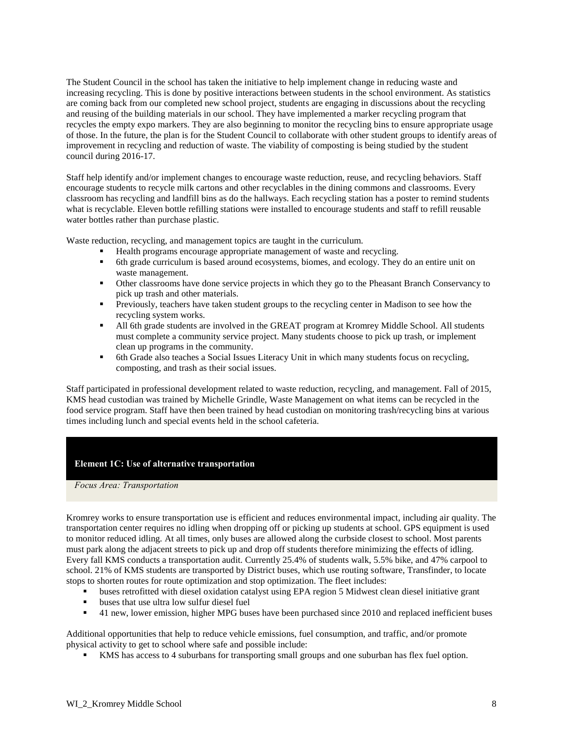The Student Council in the school has taken the initiative to help implement change in reducing waste and increasing recycling. This is done by positive interactions between students in the school environment. As statistics are coming back from our completed new school project, students are engaging in discussions about the recycling and reusing of the building materials in our school. They have implemented a marker recycling program that recycles the empty expo markers. They are also beginning to monitor the recycling bins to ensure appropriate usage of those. In the future, the plan is for the Student Council to collaborate with other student groups to identify areas of improvement in recycling and reduction of waste. The viability of composting is being studied by the student council during 2016-17.

Staff help identify and/or implement changes to encourage waste reduction, reuse, and recycling behaviors. Staff encourage students to recycle milk cartons and other recyclables in the dining commons and classrooms. Every classroom has recycling and landfill bins as do the hallways. Each recycling station has a poster to remind students what is recyclable. Eleven bottle refilling stations were installed to encourage students and staff to refill reusable water bottles rather than purchase plastic.

Waste reduction, recycling, and management topics are taught in the curriculum.

- Health programs encourage appropriate management of waste and recycling.
- 6th grade curriculum is based around ecosystems, biomes, and ecology. They do an entire unit on waste management.
- Other classrooms have done service projects in which they go to the Pheasant Branch Conservancy to pick up trash and other materials.
- Previously, teachers have taken student groups to the recycling center in Madison to see how the recycling system works.
- All 6th grade students are involved in the GREAT program at Kromrey Middle School. All students must complete a community service project. Many students choose to pick up trash, or implement clean up programs in the community.
- 6th Grade also teaches a Social Issues Literacy Unit in which many students focus on recycling, composting, and trash as their social issues.

Staff participated in professional development related to waste reduction, recycling, and management. Fall of 2015, KMS head custodian was trained by Michelle Grindle, Waste Management on what items can be recycled in the food service program. Staff have then been trained by head custodian on monitoring trash/recycling bins at various times including lunch and special events held in the school cafeteria.

## Element 1C: Use of alternative transportation

*Focus Area: Transportation*

Kromrey works to ensure transportation use is efficient and reduces environmental impact, including air quality. The transportation center requires no idling when dropping off or picking up students at school. GPS equipment is used to monitor reduced idling. At all times, only buses are allowed along the curbside closest to school. Most parents must park along the adjacent streets to pick up and drop off students therefore minimizing the effects of idling. Every fall KMS conducts a transportation audit. Currently 25.4% of students walk, 5.5% bike, and 47% carpool to school. 21% of KMS students are transported by District buses, which use routing software, Transfinder, to locate stops to shorten routes for route optimization and stop optimization. The fleet includes:

- buses retrofitted with diesel oxidation catalyst using EPA region 5 Midwest clean diesel initiative grant
- buses that use ultra low sulfur diesel fuel
- 41 new, lower emission, higher MPG buses have been purchased since 2010 and replaced inefficient buses

Additional opportunities that help to reduce vehicle emissions, fuel consumption, and traffic, and/or promote physical activity to get to school where safe and possible include:

- KMS has access to 4 suburbans for transporting small groups and one suburban has flex fuel option.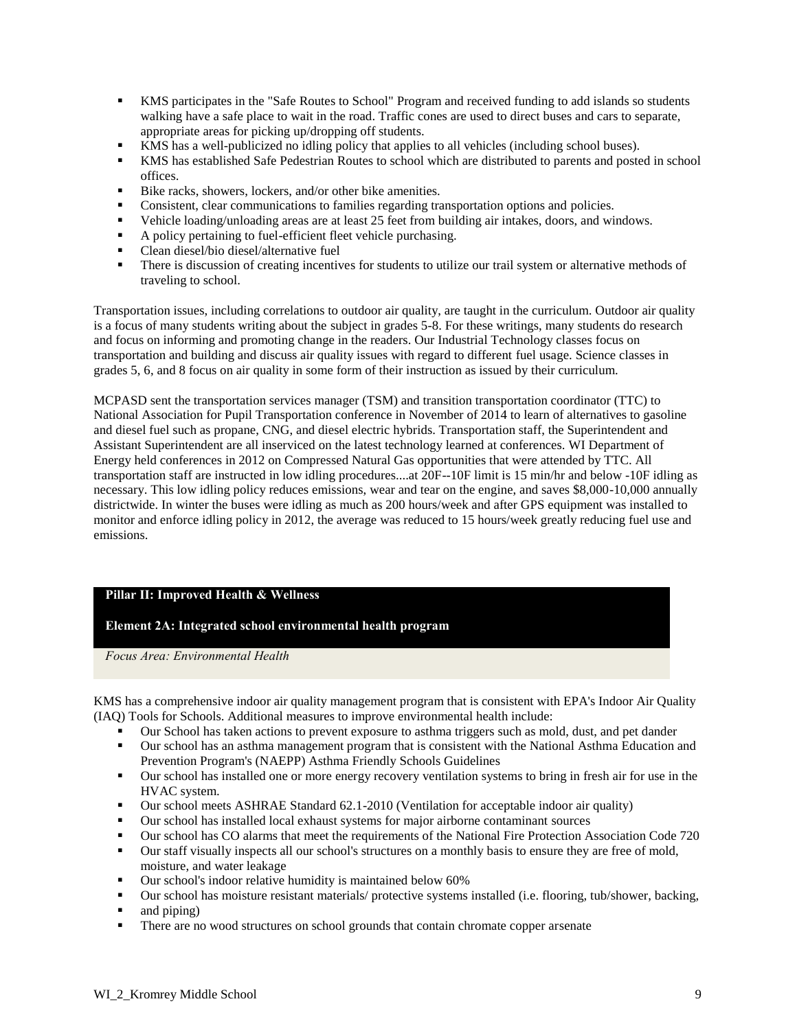- KMS participates in the "Safe Routes to School" Program and received funding to add islands so students walking have a safe place to wait in the road. Traffic cones are used to direct buses and cars to separate, appropriate areas for picking up/dropping off students.
- KMS has a well-publicized no idling policy that applies to all vehicles (including school buses).
- KMS has established Safe Pedestrian Routes to school which are distributed to parents and posted in school offices.
- Bike racks, showers, lockers, and/or other bike amenities.
- Consistent, clear communications to families regarding transportation options and policies.
- Vehicle loading/unloading areas are at least 25 feet from building air intakes, doors, and windows.
- A policy pertaining to fuel-efficient fleet vehicle purchasing.
- Clean diesel/bio diesel/alternative fuel
- There is discussion of creating incentives for students to utilize our trail system or alternative methods of traveling to school.

Transportation issues, including correlations to outdoor air quality, are taught in the curriculum. Outdoor air quality is a focus of many students writing about the subject in grades 5-8. For these writings, many students do research and focus on informing and promoting change in the readers. Our Industrial Technology classes focus on transportation and building and discuss air quality issues with regard to different fuel usage. Science classes in grades 5, 6, and 8 focus on air quality in some form of their instruction as issued by their curriculum.

MCPASD sent the transportation services manager (TSM) and transition transportation coordinator (TTC) to National Association for Pupil Transportation conference in November of 2014 to learn of alternatives to gasoline and diesel fuel such as propane, CNG, and diesel electric hybrids. Transportation staff, the Superintendent and Assistant Superintendent are all inserviced on the latest technology learned at conferences. WI Department of Energy held conferences in 2012 on Compressed Natural Gas opportunities that were attended by TTC. All transportation staff are instructed in low idling procedures....at 20F--10F limit is 15 min/hr and below -10F idling as necessary. This low idling policy reduces emissions, wear and tear on the engine, and saves $8,000-10,000 annually districtwide. In winter the buses were idling as much as 200 hours/week and after GPS equipment was installed to monitor and enforce idling policy in 2012, the average was reduced to 15 hours/week greatly reducing fuel use and emissions.

**Pillar II: Improved Health & Wellness**

**Element 2A: Integrated school environmental health program**

*Focus Area: Environmental Health*

KMS has a comprehensive indoor air quality management program that is consistent with EPA's Indoor Air Quality (IAQ) Tools for Schools. Additional measures to improve environmental health include:

- Our School has taken actions to prevent exposure to asthma triggers such as mold, dust, and pet dander
- Our school has an asthma management program that is consistent with the National Asthma Education and Prevention Program's (NAEPP) Asthma Friendly Schools Guidelines
- Our school has installed one or more energy recovery ventilation systems to bring in fresh air for use in the HVAC system.
- Our school meets ASHRAE Standard 62.1-2010 (Ventilation for acceptable indoor air quality)
- Our school has installed local exhaust systems for major airborne contaminant sources
- Our school has CO alarms that meet the requirements of the National Fire Protection Association Code 720
- Our staff visually inspects all our school's structures on a monthly basis to ensure they are free of mold, moisture, and water leakage
- Our school's indoor relative humidity is maintained below 60%
- Our school has moisture resistant materials/ protective systems installed (i.e. flooring, tub/shower, backing,
- and piping)
- There are no wood structures on school grounds that contain chromate copper arsenate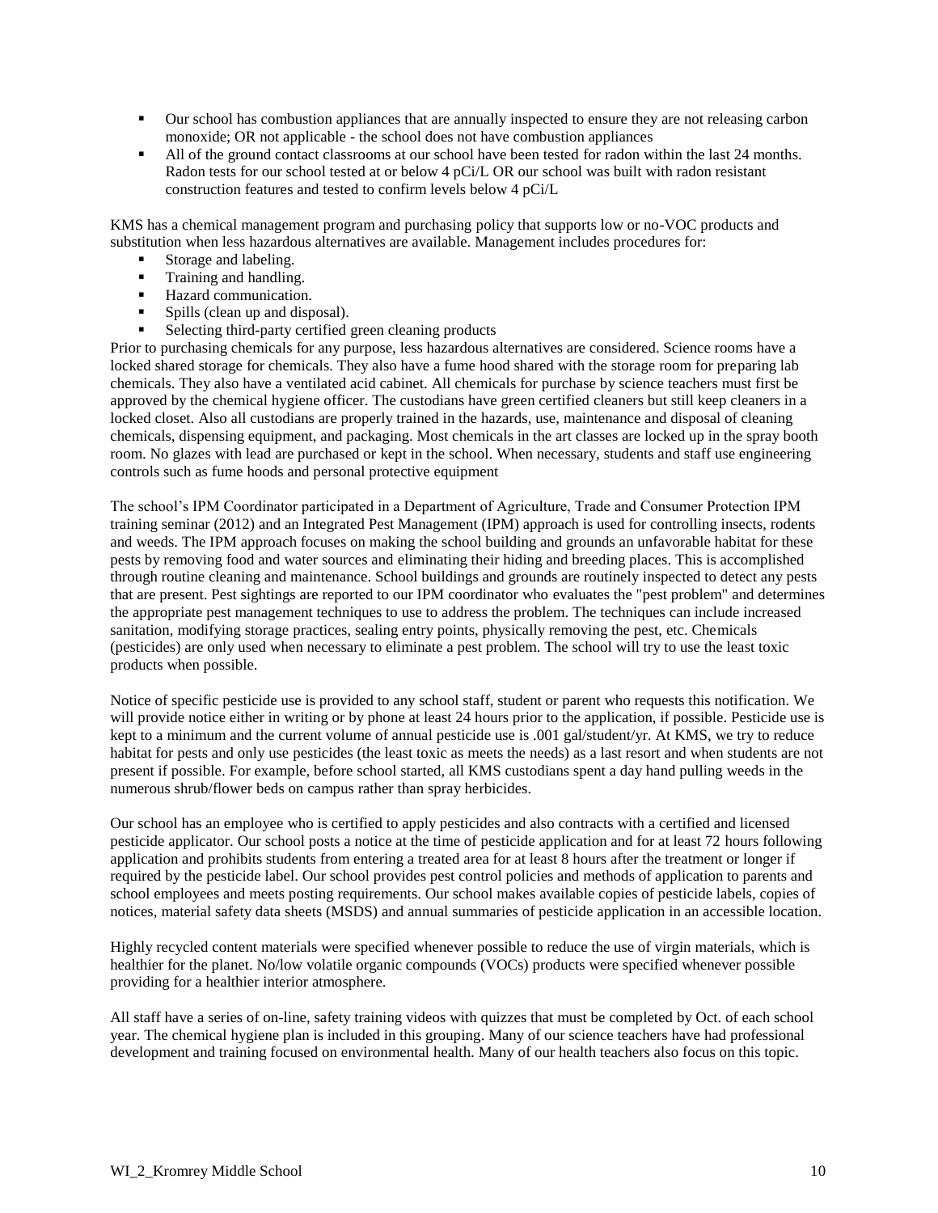- Our school has combustion appliances that are annually inspected to ensure they are not releasing carbon monoxide; OR not applicable - the school does not have combustion appliances
- All of the ground contact classrooms at our school have been tested for radon within the last 24 months. Radon tests for our school tested at or below 4 pCi/L OR our school was built with radon resistant construction features and tested to confirm levels below 4 pCi/L

KMS has a chemical management program and purchasing policy that supports low or no-VOC products and substitution when less hazardous alternatives are available. Management includes procedures for:

- Storage and labeling.
- Training and handling.
- Hazard communication.
- Spills (clean up and disposal).
- Selecting third-party certified green cleaning products

Prior to purchasing chemicals for any purpose, less hazardous alternatives are considered. Science rooms have a locked shared storage for chemicals. They also have a fume hood shared with the storage room for preparing lab chemicals. They also have a ventilated acid cabinet. All chemicals for purchase by science teachers must first be approved by the chemical hygiene officer. The custodians have green certified cleaners but still keep cleaners in a locked closet. Also all custodians are properly trained in the hazards, use, maintenance and disposal of cleaning chemicals, dispensing equipment, and packaging. Most chemicals in the art classes are locked up in the spray booth room. No glazes with lead are purchased or kept in the school. When necessary, students and staff use engineering controls such as fume hoods and personal protective equipment

The school's IPM Coordinator participated in a Department of Agriculture, Trade and Consumer Protection IPM training seminar (2012) and an Integrated Pest Management (IPM) approach is used for controlling insects, rodents and weeds. The IPM approach focuses on making the school building and grounds an unfavorable habitat for these pests by removing food and water sources and eliminating their hiding and breeding places. This is accomplished through routine cleaning and maintenance. School buildings and grounds are routinely inspected to detect any pests that are present. Pest sightings are reported to our IPM coordinator who evaluates the "pest problem" and determines the appropriate pest management techniques to use to address the problem. The techniques can include increased sanitation, modifying storage practices, sealing entry points, physically removing the pest, etc. Chemicals (pesticides) are only used when necessary to eliminate a pest problem. The school will try to use the least toxic products when possible.

Notice of specific pesticide use is provided to any school staff, student or parent who requests this notification. We will provide notice either in writing or by phone at least 24 hours prior to the application, if possible. Pesticide use is kept to a minimum and the current volume of annual pesticide use is .001 gal/student/yr. At KMS, we try to reduce habitat for pests and only use pesticides (the least toxic as meets the needs) as a last resort and when students are not present if possible. For example, before school started, all KMS custodians spent a day hand pulling weeds in the numerous shrub/flower beds on campus rather than spray herbicides.

Our school has an employee who is certified to apply pesticides and also contracts with a certified and licensed pesticide applicator. Our school posts a notice at the time of pesticide application and for at least 72 hours following application and prohibits students from entering a treated area for at least 8 hours after the treatment or longer if required by the pesticide label. Our school provides pest control policies and methods of application to parents and school employees and meets posting requirements. Our school makes available copies of pesticide labels, copies of notices, material safety data sheets (MSDS) and annual summaries of pesticide application in an accessible location.

Highly recycled content materials were specified whenever possible to reduce the use of virgin materials, which is healthier for the planet. No/low volatile organic compounds (VOCs) products were specified whenever possible providing for a healthier interior atmosphere.

All staff have a series of on-line, safety training videos with quizzes that must be completed by Oct. of each school year. The chemical hygiene plan is included in this grouping. Many of our science teachers have had professional development and training focused on environmental health. Many of our health teachers also focus on this topic.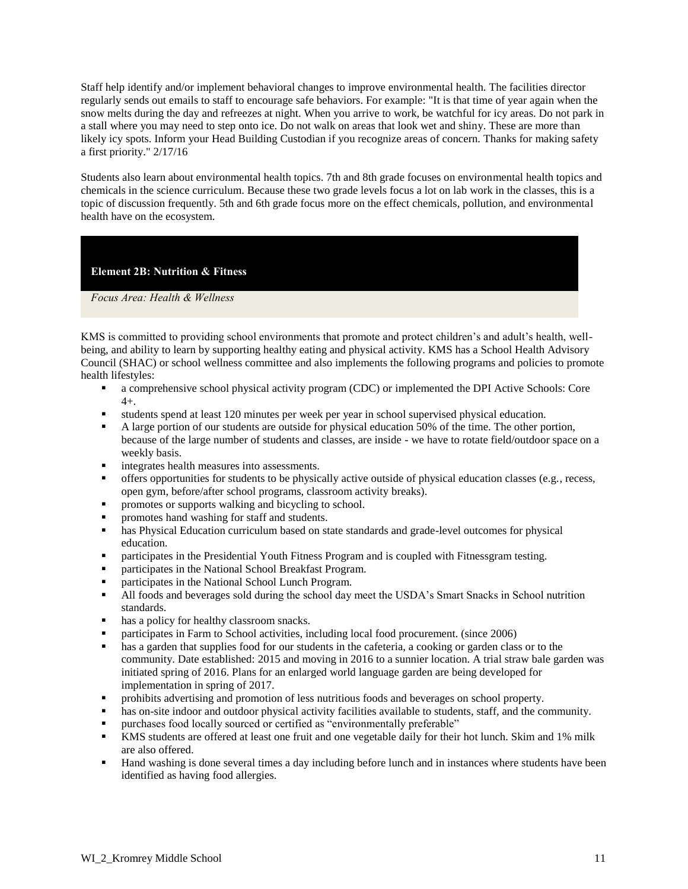Staff help identify and/or implement behavioral changes to improve environmental health. The facilities director regularly sends out emails to staff to encourage safe behaviors. For example: "It is that time of year again when the snow melts during the day and refreezes at night. When you arrive to work, be watchful for icy areas. Do not park in a stall where you may need to step onto ice. Do not walk on areas that look wet and shiny. These are more than likely icy spots. Inform your Head Building Custodian if you recognize areas of concern. Thanks for making safety a first priority." 2/17/16

Students also learn about environmental health topics. 7th and 8th grade focuses on environmental health topics and chemicals in the science curriculum. Because these two grade levels focus a lot on lab work in the classes, this is a topic of discussion frequently. 5th and 6th grade focus more on the effect chemicals, pollution, and environmental health have on the ecosystem.

## Element 2B: Nutrition & Fitness

*Focus Area: Health & Wellness*

KMS is committed to providing school environments that promote and protect children's and adult's health, well-being, and ability to learn by supporting healthy eating and physical activity. KMS has a School Health Advisory Council (SHAC) or school wellness committee and also implements the following programs and policies to promote health lifestyles:

- a comprehensive school physical activity program (CDC) or implemented the DPI Active Schools: Core 4+.
- students spend at least 120 minutes per week per year in school supervised physical education.
- A large portion of our students are outside for physical education 50% of the time. The other portion, because of the large number of students and classes, are inside - we have to rotate field/outdoor space on a weekly basis.
- integrates health measures into assessments.
- offers opportunities for students to be physically active outside of physical education classes (e.g., recess, open gym, before/after school programs, classroom activity breaks).
- promotes or supports walking and bicycling to school.
- promotes hand washing for staff and students.
- has Physical Education curriculum based on state standards and grade-level outcomes for physical education.
- participates in the Presidential Youth Fitness Program and is coupled with Fitnessgram testing.
- participates in the National School Breakfast Program.
- participates in the National School Lunch Program.
- All foods and beverages sold during the school day meet the USDA's Smart Snacks in School nutrition standards.
- has a policy for healthy classroom snacks.
- participates in Farm to School activities, including local food procurement. (since 2006)
- has a garden that supplies food for our students in the cafeteria, a cooking or garden class or to the community. Date established: 2015 and moving in 2016 to a sunnier location. A trial straw bale garden was initiated spring of 2016. Plans for an enlarged world language garden are being developed for implementation in spring of 2017.
- prohibits advertising and promotion of less nutritious foods and beverages on school property.
- has on-site indoor and outdoor physical activity facilities available to students, staff, and the community.
- purchases food locally sourced or certified as "environmentally preferable"
- KMS students are offered at least one fruit and one vegetable daily for their hot lunch. Skim and 1% milk are also offered.
- Hand washing is done several times a day including before lunch and in instances where students have been identified as having food allergies.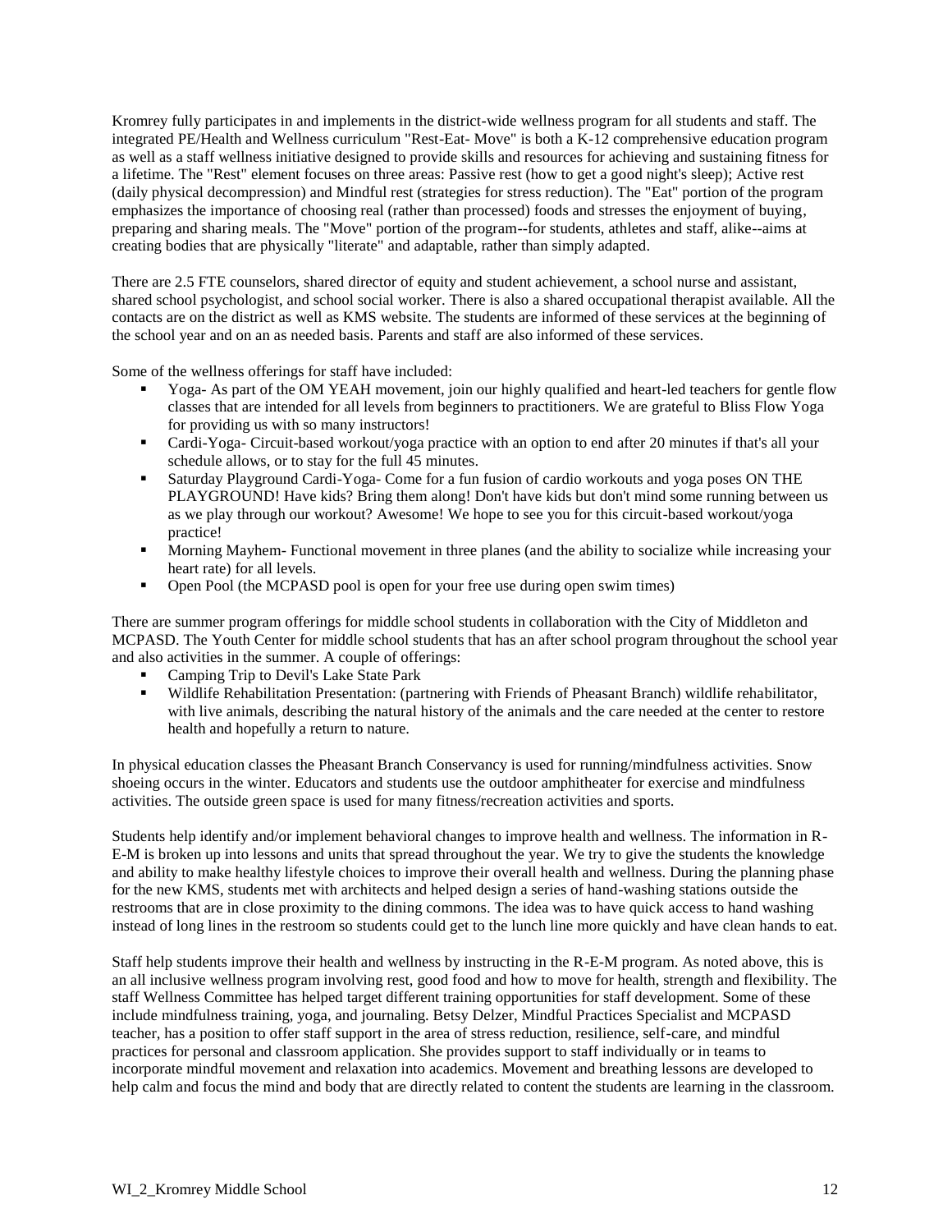Kromrey fully participates in and implements in the district-wide wellness program for all students and staff. The integrated PE/Health and Wellness curriculum "Rest-Eat- Move" is both a K-12 comprehensive education program as well as a staff wellness initiative designed to provide skills and resources for achieving and sustaining fitness for a lifetime. The "Rest" element focuses on three areas: Passive rest (how to get a good night's sleep); Active rest (daily physical decompression) and Mindful rest (strategies for stress reduction). The "Eat" portion of the program emphasizes the importance of choosing real (rather than processed) foods and stresses the enjoyment of buying, preparing and sharing meals. The "Move" portion of the program--for students, athletes and staff, alike--aims at creating bodies that are physically "literate" and adaptable, rather than simply adapted.

There are 2.5 FTE counselors, shared director of equity and student achievement, a school nurse and assistant, shared school psychologist, and school social worker. There is also a shared occupational therapist available. All the contacts are on the district as well as KMS website. The students are informed of these services at the beginning of the school year and on an as needed basis. Parents and staff are also informed of these services.

Some of the wellness offerings for staff have included:

- Yoga- As part of the OM YEAH movement, join our highly qualified and heart-led teachers for gentle flow classes that are intended for all levels from beginners to practitioners. We are grateful to Bliss Flow Yoga for providing us with so many instructors!
- Cardi-Yoga- Circuit-based workout/yoga practice with an option to end after 20 minutes if that's all your schedule allows, or to stay for the full 45 minutes.
- Saturday Playground Cardi-Yoga- Come for a fun fusion of cardio workouts and yoga poses ON THE PLAYGROUND! Have kids? Bring them along! Don't have kids but don't mind some running between us as we play through our workout? Awesome! We hope to see you for this circuit-based workout/yoga practice!
- Morning Mayhem- Functional movement in three planes (and the ability to socialize while increasing your heart rate) for all levels.
- Open Pool (the MCPASD pool is open for your free use during open swim times)

There are summer program offerings for middle school students in collaboration with the City of Middleton and MCPASD. The Youth Center for middle school students that has an after school program throughout the school year and also activities in the summer. A couple of offerings:

- Camping Trip to Devil's Lake State Park
- Wildlife Rehabilitation Presentation: (partnering with Friends of Pheasant Branch) wildlife rehabilitator, with live animals, describing the natural history of the animals and the care needed at the center to restore health and hopefully a return to nature.

In physical education classes the Pheasant Branch Conservancy is used for running/mindfulness activities. Snow shoeing occurs in the winter. Educators and students use the outdoor amphitheater for exercise and mindfulness activities. The outside green space is used for many fitness/recreation activities and sports.

Students help identify and/or implement behavioral changes to improve health and wellness. The information in R-E-M is broken up into lessons and units that spread throughout the year. We try to give the students the knowledge and ability to make healthy lifestyle choices to improve their overall health and wellness. During the planning phase for the new KMS, students met with architects and helped design a series of hand-washing stations outside the restrooms that are in close proximity to the dining commons. The idea was to have quick access to hand washing instead of long lines in the restroom so students could get to the lunch line more quickly and have clean hands to eat.

Staff help students improve their health and wellness by instructing in the R-E-M program. As noted above, this is an all inclusive wellness program involving rest, good food and how to move for health, strength and flexibility. The staff Wellness Committee has helped target different training opportunities for staff development. Some of these include mindfulness training, yoga, and journaling. Betsy Delzer, Mindful Practices Specialist and MCPASD teacher, has a position to offer staff support in the area of stress reduction, resilience, self-care, and mindful practices for personal and classroom application. She provides support to staff individually or in teams to incorporate mindful movement and relaxation into academics. Movement and breathing lessons are developed to help calm and focus the mind and body that are directly related to content the students are learning in the classroom.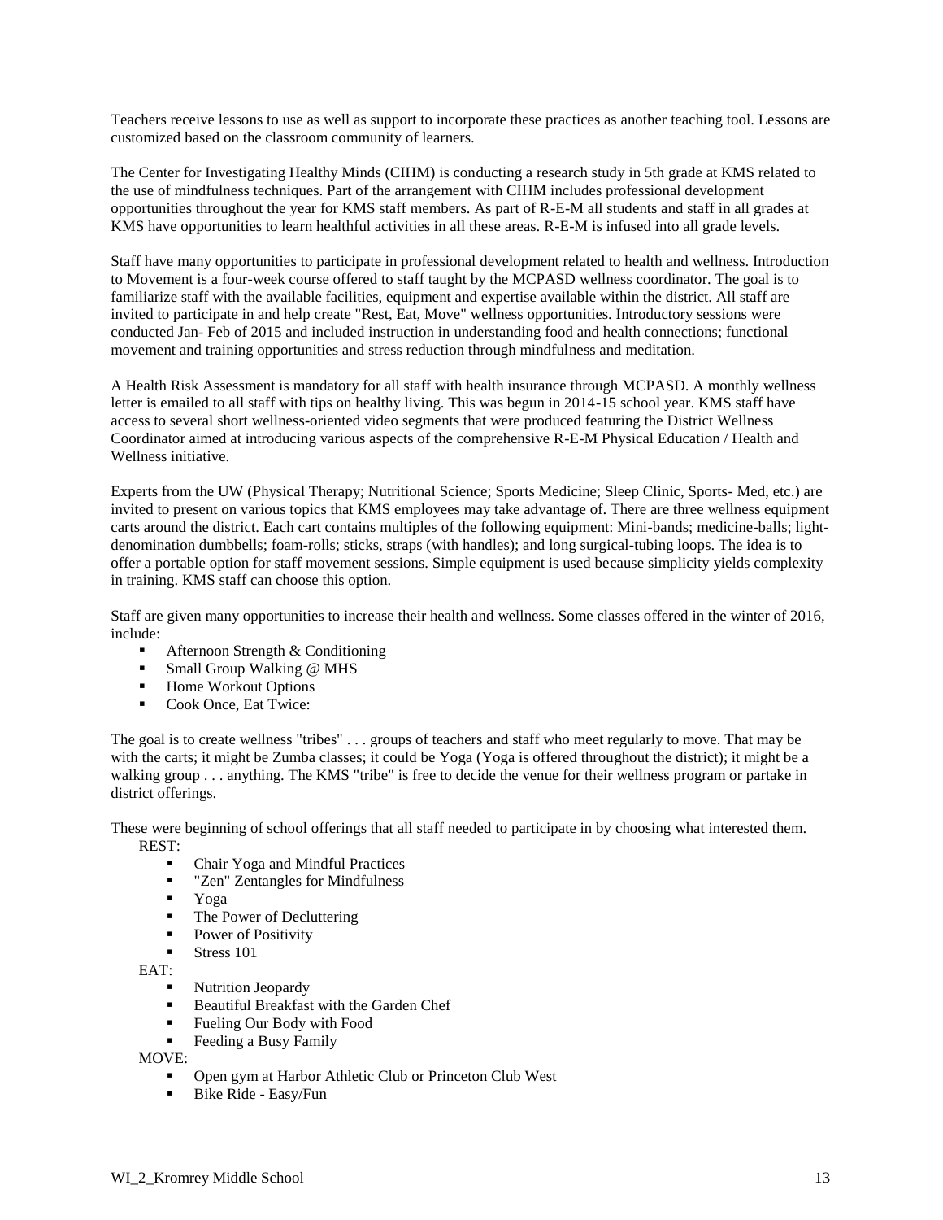Teachers receive lessons to use as well as support to incorporate these practices as another teaching tool. Lessons are customized based on the classroom community of learners.

The Center for Investigating Healthy Minds (CIHM) is conducting a research study in 5th grade at KMS related to the use of mindfulness techniques. Part of the arrangement with CIHM includes professional development opportunities throughout the year for KMS staff members. As part of R-E-M all students and staff in all grades at KMS have opportunities to learn healthful activities in all these areas. R-E-M is infused into all grade levels.

Staff have many opportunities to participate in professional development related to health and wellness. Introduction to Movement is a four-week course offered to staff taught by the MCPASD wellness coordinator. The goal is to familiarize staff with the available facilities, equipment and expertise available within the district. All staff are invited to participate in and help create "Rest, Eat, Move" wellness opportunities. Introductory sessions were conducted Jan- Feb of 2015 and included instruction in understanding food and health connections; functional movement and training opportunities and stress reduction through mindfulness and meditation.

A Health Risk Assessment is mandatory for all staff with health insurance through MCPASD. A monthly wellness letter is emailed to all staff with tips on healthy living. This was begun in 2014-15 school year. KMS staff have access to several short wellness-oriented video segments that were produced featuring the District Wellness Coordinator aimed at introducing various aspects of the comprehensive R-E-M Physical Education / Health and Wellness initiative.

Experts from the UW (Physical Therapy; Nutritional Science; Sports Medicine; Sleep Clinic, Sports- Med, etc.) are invited to present on various topics that KMS employees may take advantage of. There are three wellness equipment carts around the district. Each cart contains multiples of the following equipment: Mini-bands; medicine-balls; light-denomination dumbbells; foam-rolls; sticks, straps (with handles); and long surgical-tubing loops. The idea is to offer a portable option for staff movement sessions. Simple equipment is used because simplicity yields complexity in training. KMS staff can choose this option.

Staff are given many opportunities to increase their health and wellness. Some classes offered in the winter of 2016, include:

- Afternoon Strength & Conditioning
- Small Group Walking @ MHS
- Home Workout Options
- Cook Once, Eat Twice:

The goal is to create wellness "tribes" . . . groups of teachers and staff who meet regularly to move. That may be with the carts; it might be Zumba classes; it could be Yoga (Yoga is offered throughout the district); it might be a walking group . . . anything. The KMS "tribe" is free to decide the venue for their wellness program or partake in district offerings.

These were beginning of school offerings that all staff needed to participate in by choosing what interested them.

REST:

- Chair Yoga and Mindful Practices
- "Zen" Zentangles for Mindfulness
- Yoga
- The Power of Decluttering
- Power of Positivity
- Stress 101

EAT:

- Nutrition Jeopardy
- Beautiful Breakfast with the Garden Chef
- Fueling Our Body with Food
- Feeding a Busy Family

MOVE:

- Open gym at Harbor Athletic Club or Princeton Club West
- Bike Ride - Easy/Fun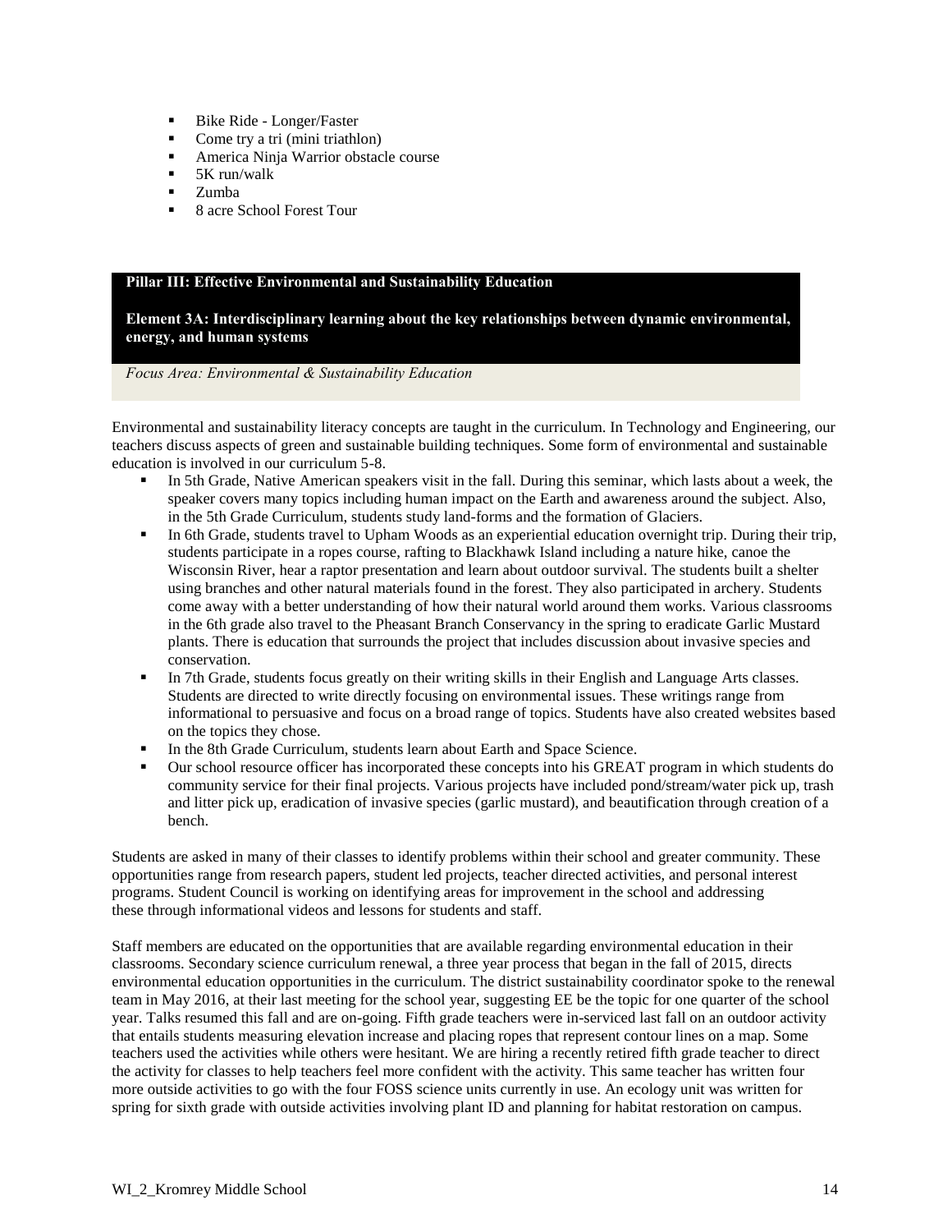- Bike Ride - Longer/Faster
- Come try a tri (mini triathlon)
- America Ninja Warrior obstacle course
- 5K run/walk
- Zumba
- 8 acre School Forest Tour

**Pillar III: Effective Environmental and Sustainability Education**

**Element 3A: Interdisciplinary learning about the key relationships between dynamic environmental, energy, and human systems**

*Focus Area: Environmental & Sustainability Education*

Environmental and sustainability literacy concepts are taught in the curriculum. In Technology and Engineering, our teachers discuss aspects of green and sustainable building techniques. Some form of environmental and sustainable education is involved in our curriculum 5-8.

- In 5th Grade, Native American speakers visit in the fall. During this seminar, which lasts about a week, the speaker covers many topics including human impact on the Earth and awareness around the subject. Also, in the 5th Grade Curriculum, students study land-forms and the formation of Glaciers.
- In 6th Grade, students travel to Upham Woods as an experiential education overnight trip. During their trip, students participate in a ropes course, rafting to Blackhawk Island including a nature hike, canoe the Wisconsin River, hear a raptor presentation and learn about outdoor survival. The students built a shelter using branches and other natural materials found in the forest. They also participated in archery. Students come away with a better understanding of how their natural world around them works. Various classrooms in the 6th grade also travel to the Pheasant Branch Conservancy in the spring to eradicate Garlic Mustard plants. There is education that surrounds the project that includes discussion about invasive species and conservation.
- In 7th Grade, students focus greatly on their writing skills in their English and Language Arts classes. Students are directed to write directly focusing on environmental issues. These writings range from informational to persuasive and focus on a broad range of topics. Students have also created websites based on the topics they chose.
- In the 8th Grade Curriculum, students learn about Earth and Space Science.
- Our school resource officer has incorporated these concepts into his GREAT program in which students do community service for their final projects. Various projects have included pond/stream/water pick up, trash and litter pick up, eradication of invasive species (garlic mustard), and beautification through creation of a bench.

Students are asked in many of their classes to identify problems within their school and greater community. These opportunities range from research papers, student led projects, teacher directed activities, and personal interest programs. Student Council is working on identifying areas for improvement in the school and addressing these through informational videos and lessons for students and staff.

Staff members are educated on the opportunities that are available regarding environmental education in their classrooms. Secondary science curriculum renewal, a three year process that began in the fall of 2015, directs environmental education opportunities in the curriculum. The district sustainability coordinator spoke to the renewal team in May 2016, at their last meeting for the school year, suggesting EE be the topic for one quarter of the school year. Talks resumed this fall and are on-going. Fifth grade teachers were in-serviced last fall on an outdoor activity that entails students measuring elevation increase and placing ropes that represent contour lines on a map. Some teachers used the activities while others were hesitant. We are hiring a recently retired fifth grade teacher to direct the activity for classes to help teachers feel more confident with the activity. This same teacher has written four more outside activities to go with the four FOSS science units currently in use. An ecology unit was written for spring for sixth grade with outside activities involving plant ID and planning for habitat restoration on campus.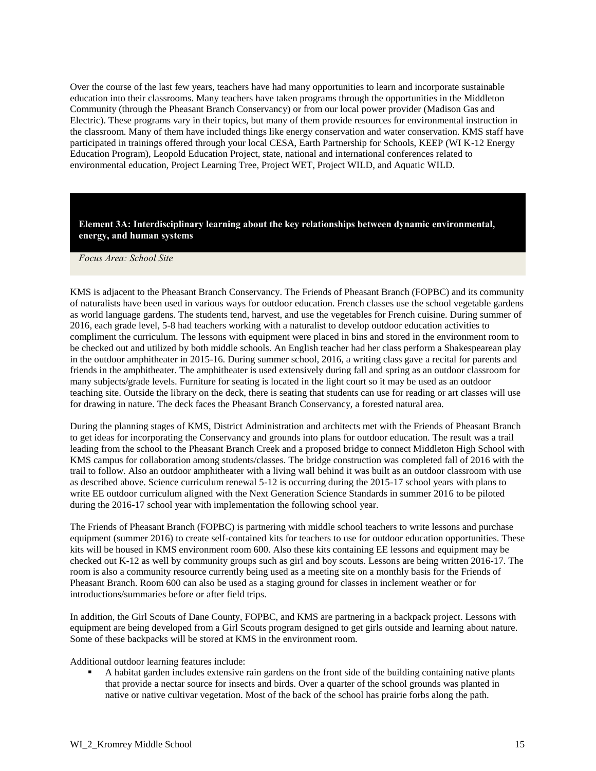Over the course of the last few years, teachers have had many opportunities to learn and incorporate sustainable education into their classrooms. Many teachers have taken programs through the opportunities in the Middleton Community (through the Pheasant Branch Conservancy) or from our local power provider (Madison Gas and Electric). These programs vary in their topics, but many of them provide resources for environmental instruction in the classroom. Many of them have included things like energy conservation and water conservation. KMS staff have participated in trainings offered through your local CESA, Earth Partnership for Schools, KEEP (WI K-12 Energy Education Program), Leopold Education Project, state, national and international conferences related to environmental education, Project Learning Tree, Project WET, Project WILD, and Aquatic WILD.

## Element 3A: Interdisciplinary learning about the key relationships between dynamic environmental, energy, and human systems

*Focus Area: School Site*

KMS is adjacent to the Pheasant Branch Conservancy. The Friends of Pheasant Branch (FOPBC) and its community of naturalists have been used in various ways for outdoor education. French classes use the school vegetable gardens as world language gardens. The students tend, harvest, and use the vegetables for French cuisine. During summer of 2016, each grade level, 5-8 had teachers working with a naturalist to develop outdoor education activities to compliment the curriculum. The lessons with equipment were placed in bins and stored in the environment room to be checked out and utilized by both middle schools. An English teacher had her class perform a Shakespearean play in the outdoor amphitheater in 2015-16. During summer school, 2016, a writing class gave a recital for parents and friends in the amphitheater. The amphitheater is used extensively during fall and spring as an outdoor classroom for many subjects/grade levels. Furniture for seating is located in the light court so it may be used as an outdoor teaching site. Outside the library on the deck, there is seating that students can use for reading or art classes will use for drawing in nature. The deck faces the Pheasant Branch Conservancy, a forested natural area.

During the planning stages of KMS, District Administration and architects met with the Friends of Pheasant Branch to get ideas for incorporating the Conservancy and grounds into plans for outdoor education. The result was a trail leading from the school to the Pheasant Branch Creek and a proposed bridge to connect Middleton High School with KMS campus for collaboration among students/classes. The bridge construction was completed fall of 2016 with the trail to follow. Also an outdoor amphitheater with a living wall behind it was built as an outdoor classroom with use as described above. Science curriculum renewal 5-12 is occurring during the 2015-17 school years with plans to write EE outdoor curriculum aligned with the Next Generation Science Standards in summer 2016 to be piloted during the 2016-17 school year with implementation the following school year.

The Friends of Pheasant Branch (FOPBC) is partnering with middle school teachers to write lessons and purchase equipment (summer 2016) to create self-contained kits for teachers to use for outdoor education opportunities. These kits will be housed in KMS environment room 600. Also these kits containing EE lessons and equipment may be checked out K-12 as well by community groups such as girl and boy scouts. Lessons are being written 2016-17. The room is also a community resource currently being used as a meeting site on a monthly basis for the Friends of Pheasant Branch. Room 600 can also be used as a staging ground for classes in inclement weather or for introductions/summaries before or after field trips.

In addition, the Girl Scouts of Dane County, FOPBC, and KMS are partnering in a backpack project. Lessons with equipment are being developed from a Girl Scouts program designed to get girls outside and learning about nature. Some of these backpacks will be stored at KMS in the environment room.

Additional outdoor learning features include:

- A habitat garden includes extensive rain gardens on the front side of the building containing native plants that provide a nectar source for insects and birds. Over a quarter of the school grounds was planted in native or native cultivar vegetation. Most of the back of the school has prairie forbs along the path.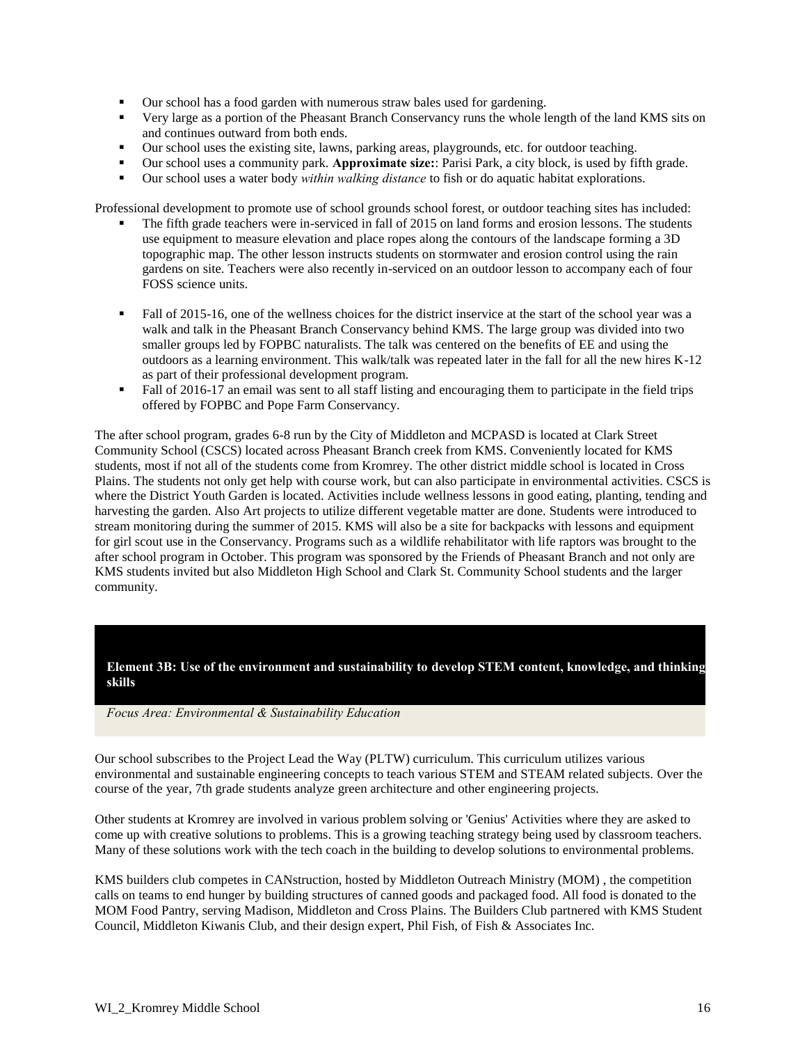- Our school has a food garden with numerous straw bales used for gardening.
- Very large as a portion of the Pheasant Branch Conservancy runs the whole length of the land KMS sits on and continues outward from both ends.
- Our school uses the existing site, lawns, parking areas, playgrounds, etc. for outdoor teaching.
- Our school uses a community park. **Approximate size:**: Parisi Park, a city block, is used by fifth grade.
- Our school uses a water body *within walking distance* to fish or do aquatic habitat explorations.

Professional development to promote use of school grounds school forest, or outdoor teaching sites has included:

- The fifth grade teachers were in-serviced in fall of 2015 on land forms and erosion lessons. The students use equipment to measure elevation and place ropes along the contours of the landscape forming a 3D topographic map. The other lesson instructs students on stormwater and erosion control using the rain gardens on site. Teachers were also recently in-serviced on an outdoor lesson to accompany each of four FOSS science units.
- Fall of 2015-16, one of the wellness choices for the district inservice at the start of the school year was a walk and talk in the Pheasant Branch Conservancy behind KMS. The large group was divided into two smaller groups led by FOPBC naturalists. The talk was centered on the benefits of EE and using the outdoors as a learning environment. This walk/talk was repeated later in the fall for all the new hires K-12 as part of their professional development program.
- Fall of 2016-17 an email was sent to all staff listing and encouraging them to participate in the field trips offered by FOPBC and Pope Farm Conservancy.

The after school program, grades 6-8 run by the City of Middleton and MCPASD is located at Clark Street Community School (CSCS) located across Pheasant Branch creek from KMS. Conveniently located for KMS students, most if not all of the students come from Kromrey. The other district middle school is located in Cross Plains. The students not only get help with course work, but can also participate in environmental activities. CSCS is where the District Youth Garden is located. Activities include wellness lessons in good eating, planting, tending and harvesting the garden. Also Art projects to utilize different vegetable matter are done. Students were introduced to stream monitoring during the summer of 2015. KMS will also be a site for backpacks with lessons and equipment for girl scout use in the Conservancy. Programs such as a wildlife rehabilitator with life raptors was brought to the after school program in October. This program was sponsored by the Friends of Pheasant Branch and not only are KMS students invited but also Middleton High School and Clark St. Community School students and the larger community.

## Element 3B: Use of the environment and sustainability to develop STEM content, knowledge, and thinking skills

*Focus Area: Environmental & Sustainability Education*

Our school subscribes to the Project Lead the Way (PLTW) curriculum. This curriculum utilizes various environmental and sustainable engineering concepts to teach various STEM and STEAM related subjects. Over the course of the year, 7th grade students analyze green architecture and other engineering projects.

Other students at Kromrey are involved in various problem solving or 'Genius' Activities where they are asked to come up with creative solutions to problems. This is a growing teaching strategy being used by classroom teachers. Many of these solutions work with the tech coach in the building to develop solutions to environmental problems.

KMS builders club competes in CANstruction, hosted by Middleton Outreach Ministry (MOM) , the competition calls on teams to end hunger by building structures of canned goods and packaged food. All food is donated to the MOM Food Pantry, serving Madison, Middleton and Cross Plains. The Builders Club partnered with KMS Student Council, Middleton Kiwanis Club, and their design expert, Phil Fish, of Fish & Associates Inc.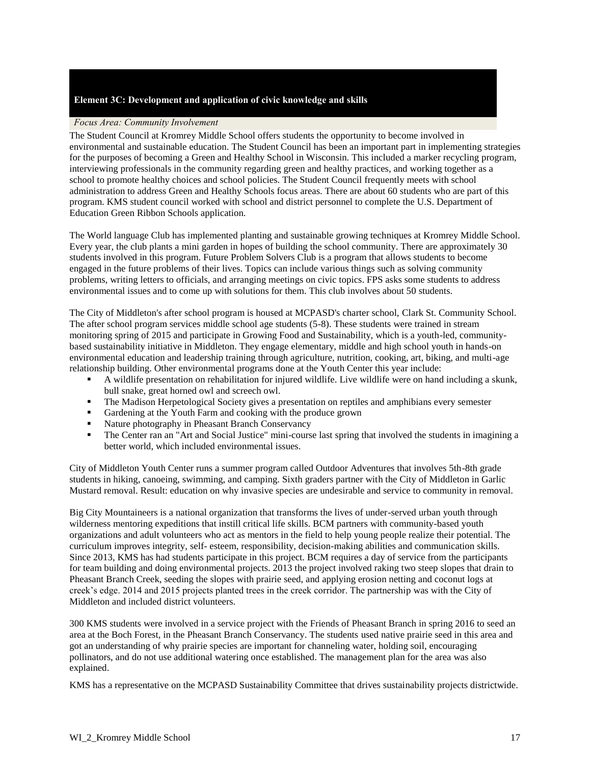## Element 3C: Development and application of civic knowledge and skills

*Focus Area: Community Involvement*

The Student Council at Kromrey Middle School offers students the opportunity to become involved in environmental and sustainable education. The Student Council has been an important part in implementing strategies for the purposes of becoming a Green and Healthy School in Wisconsin. This included a marker recycling program, interviewing professionals in the community regarding green and healthy practices, and working together as a school to promote healthy choices and school policies. The Student Council frequently meets with school administration to address Green and Healthy Schools focus areas. There are about 60 students who are part of this program. KMS student council worked with school and district personnel to complete the U.S. Department of Education Green Ribbon Schools application.

The World language Club has implemented planting and sustainable growing techniques at Kromrey Middle School. Every year, the club plants a mini garden in hopes of building the school community. There are approximately 30 students involved in this program. Future Problem Solvers Club is a program that allows students to become engaged in the future problems of their lives. Topics can include various things such as solving community problems, writing letters to officials, and arranging meetings on civic topics. FPS asks some students to address environmental issues and to come up with solutions for them. This club involves about 50 students.

The City of Middleton's after school program is housed at MCPASD's charter school, Clark St. Community School. The after school program services middle school age students (5-8). These students were trained in stream monitoring spring of 2015 and participate in Growing Food and Sustainability, which is a youth-led, community-based sustainability initiative in Middleton. They engage elementary, middle and high school youth in hands-on environmental education and leadership training through agriculture, nutrition, cooking, art, biking, and multi-age relationship building. Other environmental programs done at the Youth Center this year include:

- A wildlife presentation on rehabilitation for injured wildlife. Live wildlife were on hand including a skunk, bull snake, great horned owl and screech owl.
- The Madison Herpetological Society gives a presentation on reptiles and amphibians every semester
- Gardening at the Youth Farm and cooking with the produce grown
- Nature photography in Pheasant Branch Conservancy
- The Center ran an "Art and Social Justice" mini-course last spring that involved the students in imagining a better world, which included environmental issues.

City of Middleton Youth Center runs a summer program called Outdoor Adventures that involves 5th-8th grade students in hiking, canoeing, swimming, and camping. Sixth graders partner with the City of Middleton in Garlic Mustard removal. Result: education on why invasive species are undesirable and service to community in removal.

Big City Mountaineers is a national organization that transforms the lives of under-served urban youth through wilderness mentoring expeditions that instill critical life skills. BCM partners with community-based youth organizations and adult volunteers who act as mentors in the field to help young people realize their potential. The curriculum improves integrity, self- esteem, responsibility, decision-making abilities and communication skills. Since 2013, KMS has had students participate in this project. BCM requires a day of service from the participants for team building and doing environmental projects. 2013 the project involved raking two steep slopes that drain to Pheasant Branch Creek, seeding the slopes with prairie seed, and applying erosion netting and coconut logs at creek's edge. 2014 and 2015 projects planted trees in the creek corridor. The partnership was with the City of Middleton and included district volunteers.

300 KMS students were involved in a service project with the Friends of Pheasant Branch in spring 2016 to seed an area at the Boch Forest, in the Pheasant Branch Conservancy. The students used native prairie seed in this area and got an understanding of why prairie species are important for channeling water, holding soil, encouraging pollinators, and do not use additional watering once established. The management plan for the area was also explained.

KMS has a representative on the MCPASD Sustainability Committee that drives sustainability projects districtwide.